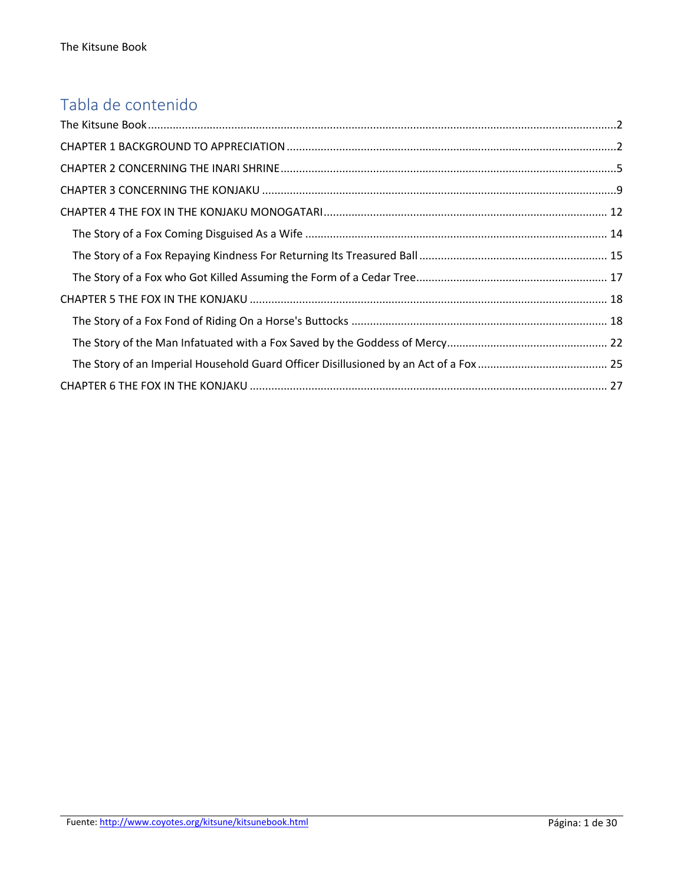## Tabla de contenido

The Kitsune Book ........................................................................................................................................2

CHAPTER 1 BACKGROUND TO APPRECIATION ..........................................................................................2

CHAPTER 2 CONCERNING THE INARI SHRINE ............................................................................................5

CHAPTER 3 CONCERNING THE KONJAKU ..................................................................................................9

CHAPTER 4 THE FOX IN THE KONJAKU MONOGATARI ............................................................................ 12

- The Story of a Fox Coming Disguised As a Wife ................................................................................. 14
- The Story of a Fox Repaying Kindness For Returning Its Treasured Ball ............................................ 15
- The Story of a Fox who Got Killed Assuming the Form of a Cedar Tree............................................. 17

CHAPTER 5 THE FOX IN THE KONJAKU .................................................................................................... 18

- The Story of a Fox Fond of Riding On a Horse's Buttocks .................................................................. 18
- The Story of the Man Infatuated with a Fox Saved by the Goddess of Mercy.................................... 22
- The Story of an Imperial Household Guard Officer Disillusioned by an Act of a Fox .......................... 25

CHAPTER 6 THE FOX IN THE KONJAKU .................................................................................................... 27

Fuente: http://www.coyotes.org/kitsune/kitsunebook.html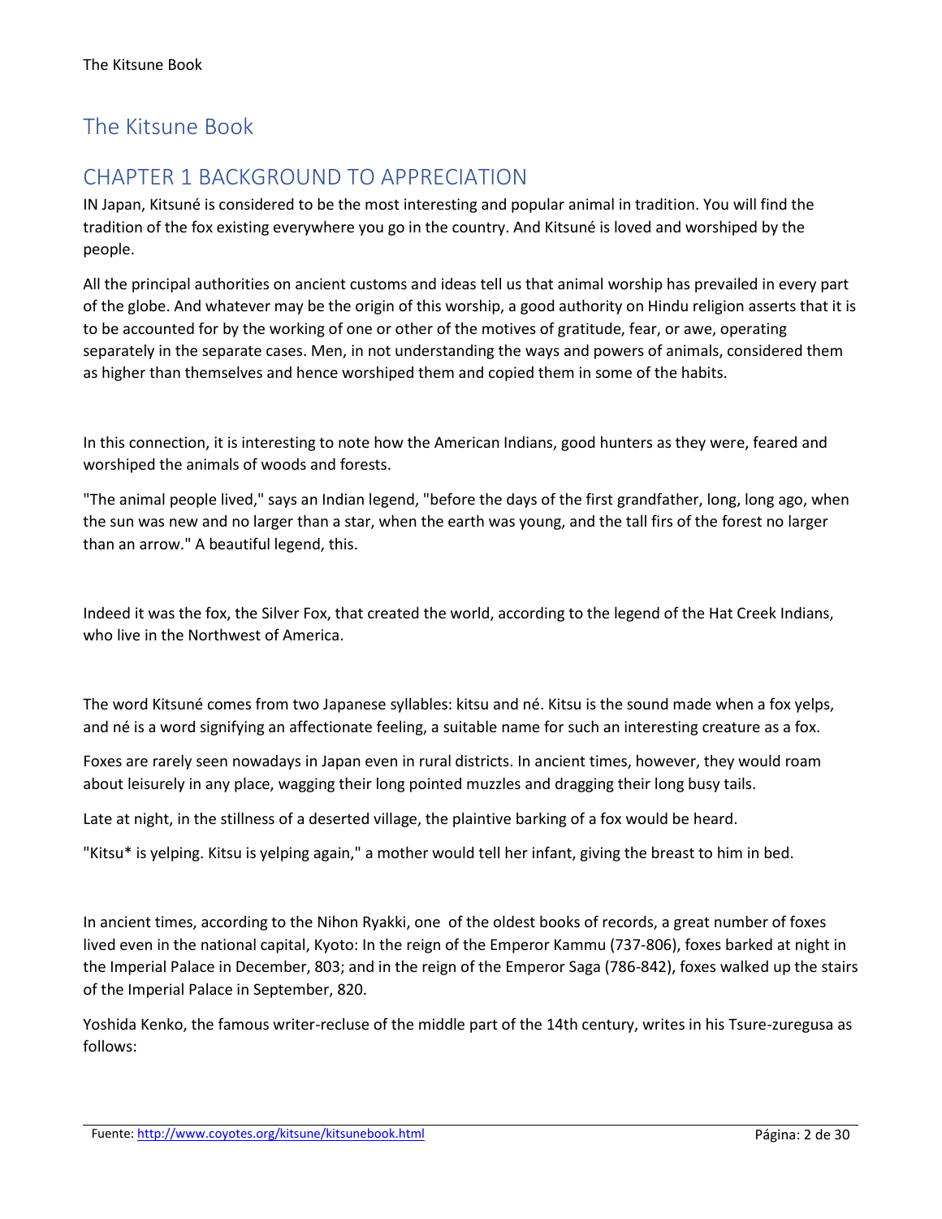# The Kitsune Book

## CHAPTER 1 BACKGROUND TO APPRECIATION

IN Japan, Kitsuné is considered to be the most interesting and popular animal in tradition. You will find the tradition of the fox existing everywhere you go in the country. And Kitsuné is loved and worshiped by the people.

All the principal authorities on ancient customs and ideas tell us that animal worship has prevailed in every part of the globe. And whatever may be the origin of this worship, a good authority on Hindu religion asserts that it is to be accounted for by the working of one or other of the motives of gratitude, fear, or awe, operating separately in the separate cases. Men, in not understanding the ways and powers of animals, considered them as higher than themselves and hence worshiped them and copied them in some of the habits.

In this connection, it is interesting to note how the American Indians, good hunters as they were, feared and worshiped the animals of woods and forests.

"The animal people lived," says an Indian legend, "before the days of the first grandfather, long, long ago, when the sun was new and no larger than a star, when the earth was young, and the tall firs of the forest no larger than an arrow." A beautiful legend, this.

Indeed it was the fox, the Silver Fox, that created the world, according to the legend of the Hat Creek Indians, who live in the Northwest of America.

The word Kitsuné comes from two Japanese syllables: kitsu and né. Kitsu is the sound made when a fox yelps, and né is a word signifying an affectionate feeling, a suitable name for such an interesting creature as a fox.

Foxes are rarely seen nowadays in Japan even in rural districts. In ancient times, however, they would roam about leisurely in any place, wagging their long pointed muzzles and dragging their long busy tails.

Late at night, in the stillness of a deserted village, the plaintive barking of a fox would be heard.

"Kitsu* is yelping. Kitsu is yelping again," a mother would tell her infant, giving the breast to him in bed.

In ancient times, according to the Nihon Ryakki, one of the oldest books of records, a great number of foxes lived even in the national capital, Kyoto: In the reign of the Emperor Kammu (737-806), foxes barked at night in the Imperial Palace in December, 803; and in the reign of the Emperor Saga (786-842), foxes walked up the stairs of the Imperial Palace in September, 820.

Yoshida Kenko, the famous writer-recluse of the middle part of the 14th century, writes in his Tsure-zuregusa as follows: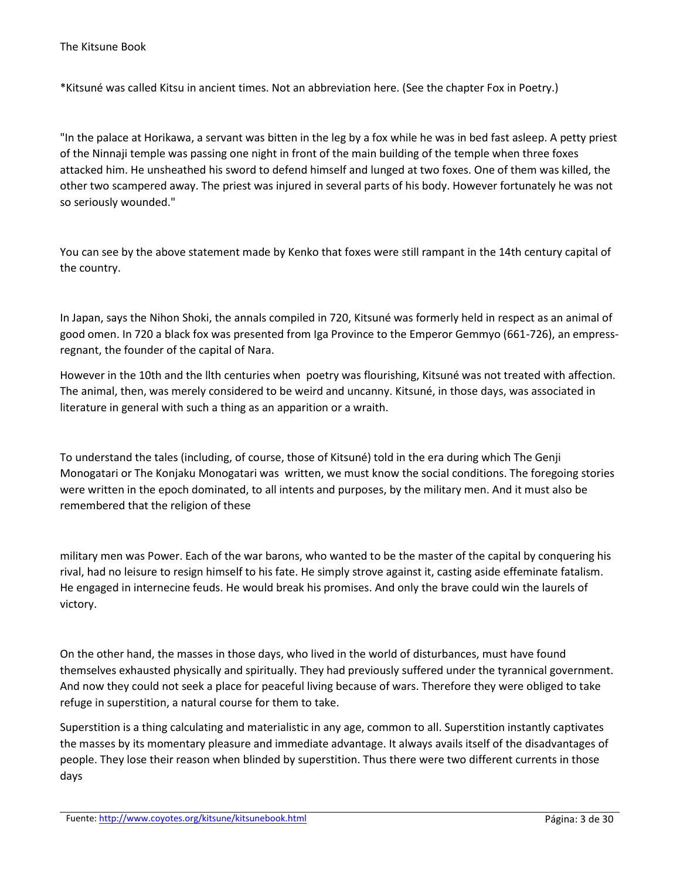*Kitsuné was called Kitsu in ancient times. Not an abbreviation here. (See the chapter Fox in Poetry.)

"In the palace at Horikawa, a servant was bitten in the leg by a fox while he was in bed fast asleep. A petty priest of the Ninnaji temple was passing one night in front of the main building of the temple when three foxes attacked him. He unsheathed his sword to defend himself and lunged at two foxes. One of them was killed, the other two scampered away. The priest was injured in several parts of his body. However fortunately he was not so seriously wounded."

You can see by the above statement made by Kenko that foxes were still rampant in the 14th century capital of the country.

In Japan, says the Nihon Shoki, the annals compiled in 720, Kitsuné was formerly held in respect as an animal of good omen. In 720 a black fox was presented from Iga Province to the Emperor Gemmyo (661-726), an empress-regnant, the founder of the capital of Nara.

However in the 10th and the llth centuries when poetry was flourishing, Kitsuné was not treated with affection. The animal, then, was merely considered to be weird and uncanny. Kitsuné, in those days, was associated in literature in general with such a thing as an apparition or a wraith.

To understand the tales (including, of course, those of Kitsuné) told in the era during which The Genji Monogatari or The Konjaku Monogatari was written, we must know the social conditions. The foregoing stories were written in the epoch dominated, to all intents and purposes, by the military men. And it must also be remembered that the religion of these military men was Power. Each of the war barons, who wanted to be the master of the capital by conquering his rival, had no leisure to resign himself to his fate. He simply strove against it, casting aside effeminate fatalism. He engaged in internecine feuds. He would break his promises. And only the brave could win the laurels of victory.

On the other hand, the masses in those days, who lived in the world of disturbances, must have found themselves exhausted physically and spiritually. They had previously suffered under the tyrannical government. And now they could not seek a place for peaceful living because of wars. Therefore they were obliged to take refuge in superstition, a natural course for them to take.

Superstition is a thing calculating and materialistic in any age, common to all. Superstition instantly captivates the masses by its momentary pleasure and immediate advantage. It always avails itself of the disadvantages of people. They lose their reason when blinded by superstition. Thus there were two different currents in those days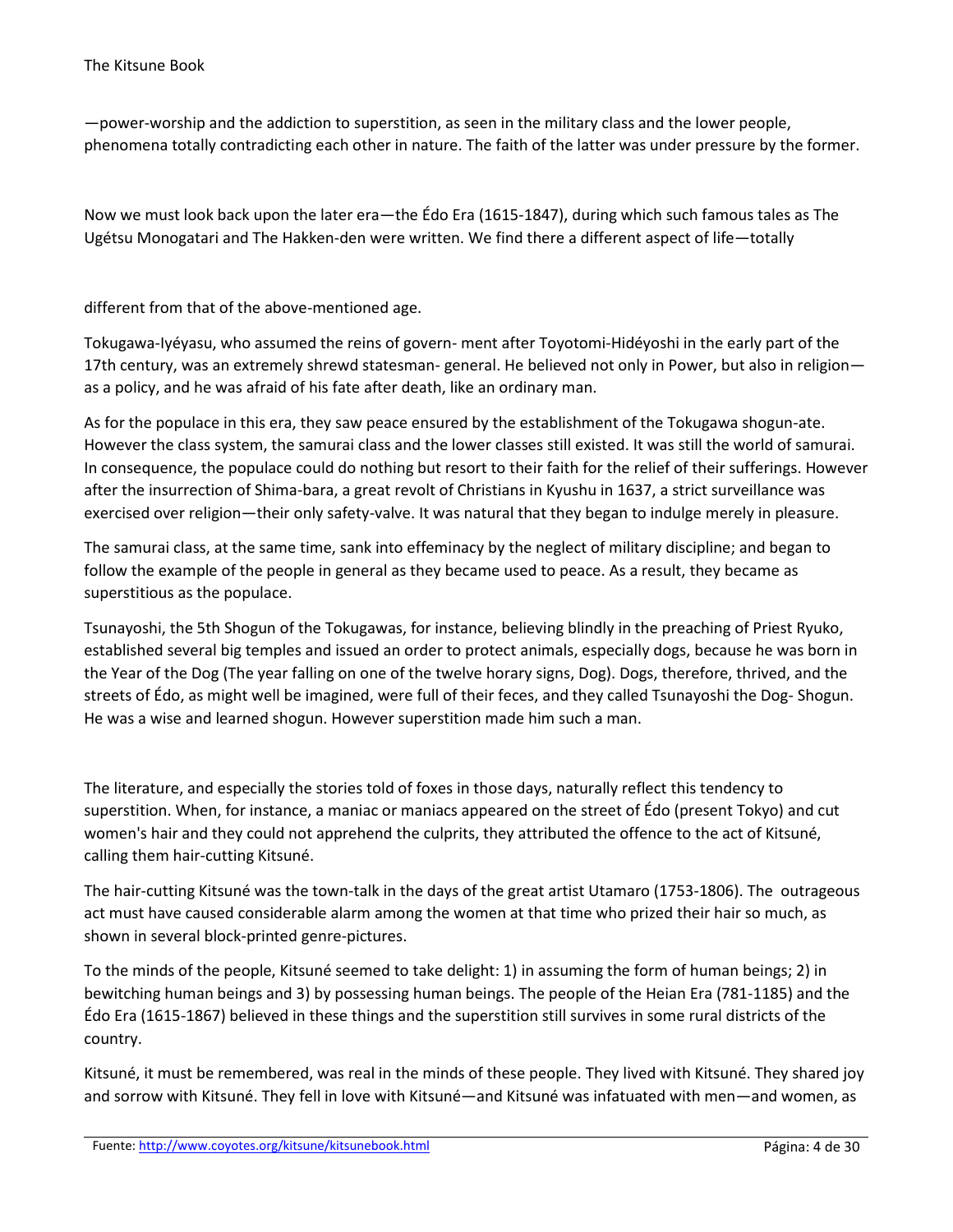—power-worship and the addiction to superstition, as seen in the military class and the lower people, phenomena totally contradicting each other in nature. The faith of the latter was under pressure by the former.

Now we must look back upon the later era—the Édo Era (1615-1847), during which such famous tales as The Ugétsu Monogatari and The Hakken-den were written. We find there a different aspect of life—totally

different from that of the above-mentioned age.

Tokugawa-Iyéyasu, who assumed the reins of govern- ment after Toyotomi-Hidéyoshi in the early part of the 17th century, was an extremely shrewd statesman- general. He believed not only in Power, but also in religion—as a policy, and he was afraid of his fate after death, like an ordinary man.

As for the populace in this era, they saw peace ensured by the establishment of the Tokugawa shogun-ate. However the class system, the samurai class and the lower classes still existed. It was still the world of samurai. In consequence, the populace could do nothing but resort to their faith for the relief of their sufferings. However after the insurrection of Shima-bara, a great revolt of Christians in Kyushu in 1637, a strict surveillance was exercised over religion—their only safety-valve. It was natural that they began to indulge merely in pleasure.

The samurai class, at the same time, sank into effeminacy by the neglect of military discipline; and began to follow the example of the people in general as they became used to peace. As a result, they became as superstitious as the populace.

Tsunayoshi, the 5th Shogun of the Tokugawas, for instance, believing blindly in the preaching of Priest Ryuko, established several big temples and issued an order to protect animals, especially dogs, because he was born in the Year of the Dog (The year falling on one of the twelve horary signs, Dog). Dogs, therefore, thrived, and the streets of Édo, as might well be imagined, were full of their feces, and they called Tsunayoshi the Dog- Shogun. He was a wise and learned shogun. However superstition made him such a man.

The literature, and especially the stories told of foxes in those days, naturally reflect this tendency to superstition. When, for instance, a maniac or maniacs appeared on the street of Édo (present Tokyo) and cut women's hair and they could not apprehend the culprits, they attributed the offence to the act of Kitsuné, calling them hair-cutting Kitsuné.

The hair-cutting Kitsuné was the town-talk in the days of the great artist Utamaro (1753-1806). The outrageous act must have caused considerable alarm among the women at that time who prized their hair so much, as shown in several block-printed genre-pictures.

To the minds of the people, Kitsuné seemed to take delight: 1) in assuming the form of human beings; 2) in bewitching human beings and 3) by possessing human beings. The people of the Heian Era (781-1185) and the Édo Era (1615-1867) believed in these things and the superstition still survives in some rural districts of the country.

Kitsuné, it must be remembered, was real in the minds of these people. They lived with Kitsuné. They shared joy and sorrow with Kitsuné. They fell in love with Kitsuné—and Kitsuné was infatuated with men—and women, as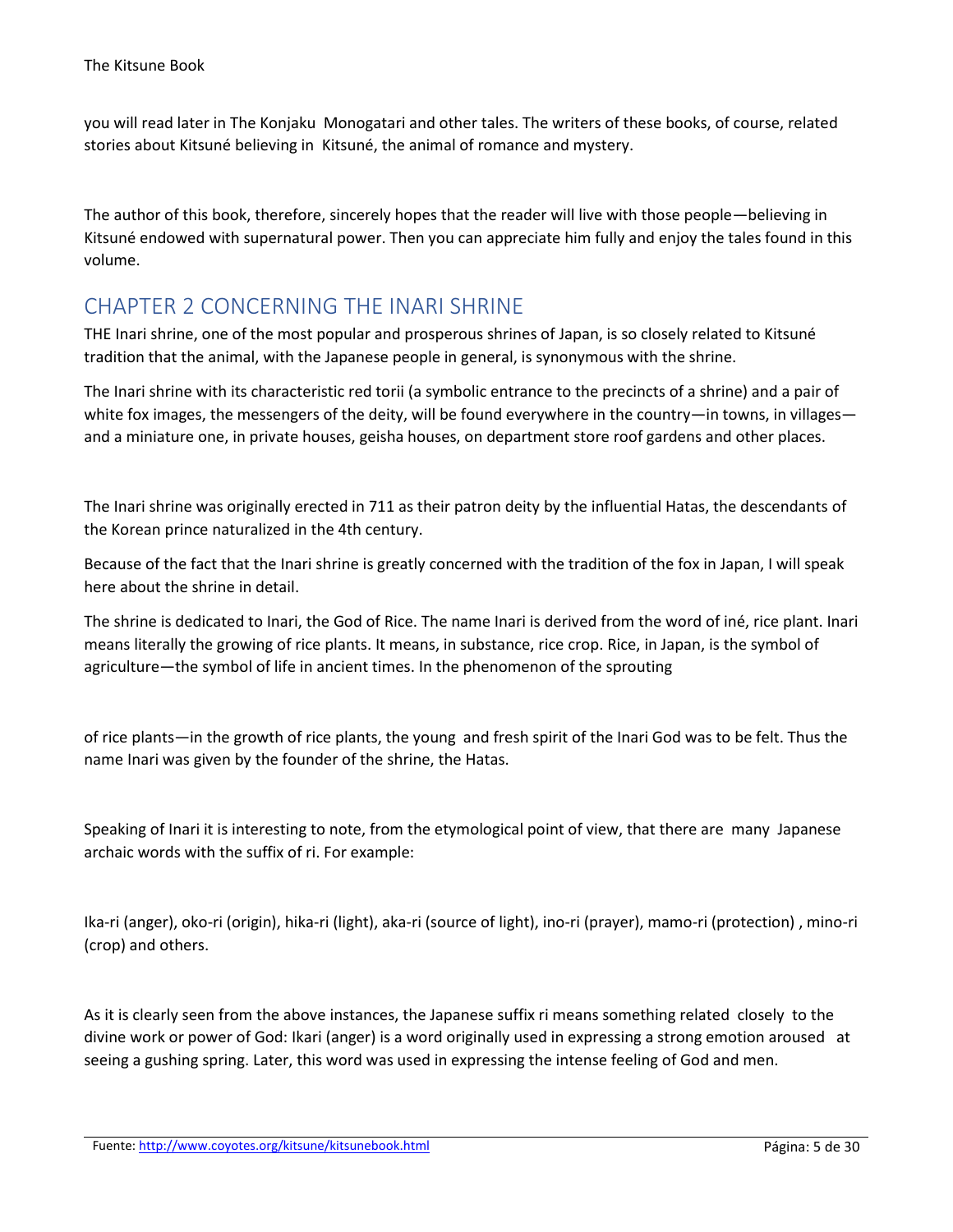you will read later in The Konjaku Monogatari and other tales. The writers of these books, of course, related stories about Kitsuné believing in Kitsuné, the animal of romance and mystery.

The author of this book, therefore, sincerely hopes that the reader will live with those people—believing in Kitsuné endowed with supernatural power. Then you can appreciate him fully and enjoy the tales found in this volume.

## CHAPTER 2 CONCERNING THE INARI SHRINE

THE Inari shrine, one of the most popular and prosperous shrines of Japan, is so closely related to Kitsuné tradition that the animal, with the Japanese people in general, is synonymous with the shrine.

The Inari shrine with its characteristic red torii (a symbolic entrance to the precincts of a shrine) and a pair of white fox images, the messengers of the deity, will be found everywhere in the country—in towns, in villages—and a miniature one, in private houses, geisha houses, on department store roof gardens and other places.

The Inari shrine was originally erected in 711 as their patron deity by the influential Hatas, the descendants of the Korean prince naturalized in the 4th century.

Because of the fact that the Inari shrine is greatly concerned with the tradition of the fox in Japan, I will speak here about the shrine in detail.

The shrine is dedicated to Inari, the God of Rice. The name Inari is derived from the word of iné, rice plant. Inari means literally the growing of rice plants. It means, in substance, rice crop. Rice, in Japan, is the symbol of agriculture—the symbol of life in ancient times. In the phenomenon of the sprouting of rice plants—in the growth of rice plants, the young and fresh spirit of the Inari God was to be felt. Thus the name Inari was given by the founder of the shrine, the Hatas.

Speaking of Inari it is interesting to note, from the etymological point of view, that there are many Japanese archaic words with the suffix of ri. For example:

Ika-ri (anger), oko-ri (origin), hika-ri (light), aka-ri (source of light), ino-ri (prayer), mamo-ri (protection) , mino-ri (crop) and others.

As it is clearly seen from the above instances, the Japanese suffix ri means something related closely to the divine work or power of God: Ikari (anger) is a word originally used in expressing a strong emotion aroused at seeing a gushing spring. Later, this word was used in expressing the intense feeling of God and men.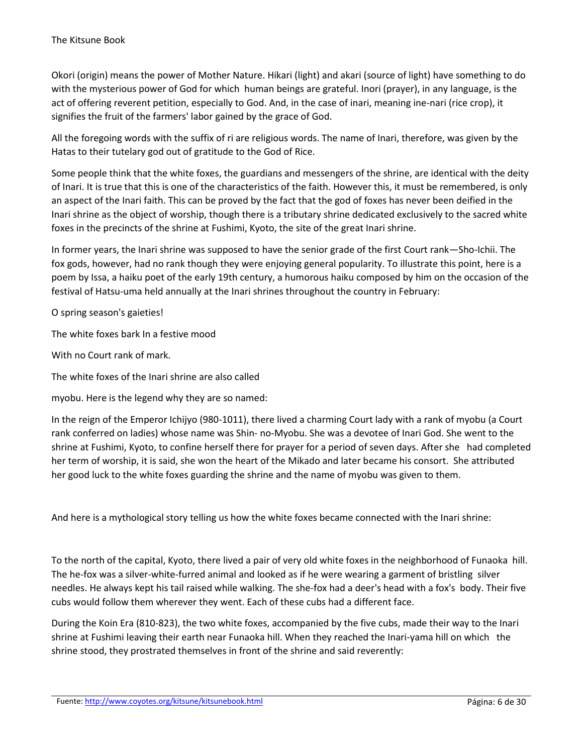Okori (origin) means the power of Mother Nature. Hikari (light) and akari (source of light) have something to do with the mysterious power of God for which human beings are grateful. Inori (prayer), in any language, is the act of offering reverent petition, especially to God. And, in the case of inari, meaning ine-nari (rice crop), it signifies the fruit of the farmers' labor gained by the grace of God.

All the foregoing words with the suffix of ri are religious words. The name of Inari, therefore, was given by the Hatas to their tutelary god out of gratitude to the God of Rice.

Some people think that the white foxes, the guardians and messengers of the shrine, are identical with the deity of Inari. It is true that this is one of the characteristics of the faith. However this, it must be remembered, is only an aspect of the Inari faith. This can be proved by the fact that the god of foxes has never been deified in the Inari shrine as the object of worship, though there is a tributary shrine dedicated exclusively to the sacred white foxes in the precincts of the shrine at Fushimi, Kyoto, the site of the great Inari shrine.

In former years, the Inari shrine was supposed to have the senior grade of the first Court rank—Sho-Ichii. The fox gods, however, had no rank though they were enjoying general popularity. To illustrate this point, here is a poem by Issa, a haiku poet of the early 19th century, a humorous haiku composed by him on the occasion of the festival of Hatsu-uma held annually at the Inari shrines throughout the country in February:

O spring season's gaieties!

The white foxes bark In a festive mood

With no Court rank of mark.

The white foxes of the Inari shrine are also called

myobu. Here is the legend why they are so named:

In the reign of the Emperor Ichijyo (980-1011), there lived a charming Court lady with a rank of myobu (a Court rank conferred on ladies) whose name was Shin- no-Myobu. She was a devotee of Inari God. She went to the shrine at Fushimi, Kyoto, to confine herself there for prayer for a period of seven days. After she had completed her term of worship, it is said, she won the heart of the Mikado and later became his consort. She attributed her good luck to the white foxes guarding the shrine and the name of myobu was given to them.

And here is a mythological story telling us how the white foxes became connected with the Inari shrine:

To the north of the capital, Kyoto, there lived a pair of very old white foxes in the neighborhood of Funaoka hill. The he-fox was a silver-white-furred animal and looked as if he were wearing a garment of bristling silver needles. He always kept his tail raised while walking. The she-fox had a deer's head with a fox's body. Their five cubs would follow them wherever they went. Each of these cubs had a different face.

During the Koin Era (810-823), the two white foxes, accompanied by the five cubs, made their way to the Inari shrine at Fushimi leaving their earth near Funaoka hill. When they reached the Inari-yama hill on which the shrine stood, they prostrated themselves in front of the shrine and said reverently: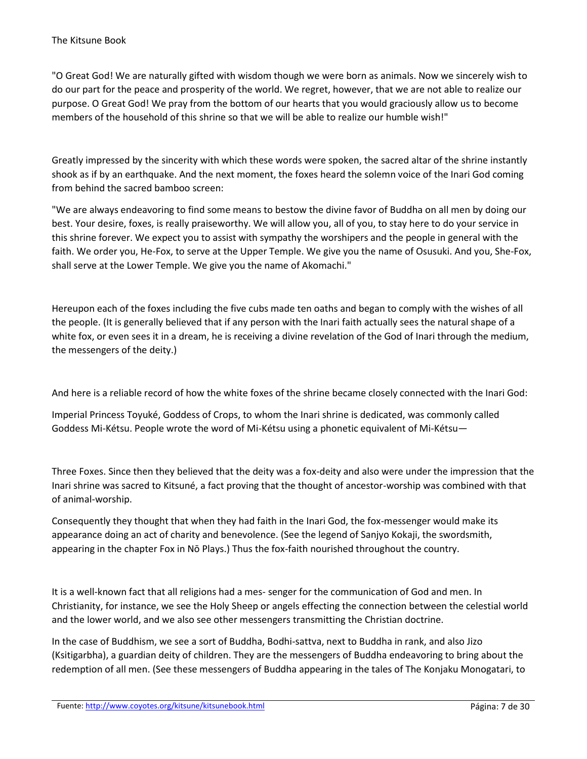"O Great God! We are naturally gifted with wisdom though we were born as animals. Now we sincerely wish to do our part for the peace and prosperity of the world. We regret, however, that we are not able to realize our purpose. O Great God! We pray from the bottom of our hearts that you would graciously allow us to become members of the household of this shrine so that we will be able to realize our humble wish!"

Greatly impressed by the sincerity with which these words were spoken, the sacred altar of the shrine instantly shook as if by an earthquake. And the next moment, the foxes heard the solemn voice of the Inari God coming from behind the sacred bamboo screen:

"We are always endeavoring to find some means to bestow the divine favor of Buddha on all men by doing our best. Your desire, foxes, is really praiseworthy. We will allow you, all of you, to stay here to do your service in this shrine forever. We expect you to assist with sympathy the worshipers and the people in general with the faith. We order you, He-Fox, to serve at the Upper Temple. We give you the name of Osusuki. And you, She-Fox, shall serve at the Lower Temple. We give you the name of Akomachi."

Hereupon each of the foxes including the five cubs made ten oaths and began to comply with the wishes of all the people. (It is generally believed that if any person with the Inari faith actually sees the natural shape of a white fox, or even sees it in a dream, he is receiving a divine revelation of the God of Inari through the medium, the messengers of the deity.)

And here is a reliable record of how the white foxes of the shrine became closely connected with the Inari God:

Imperial Princess Toyuké, Goddess of Crops, to whom the Inari shrine is dedicated, was commonly called Goddess Mi-Kétsu. People wrote the word of Mi-Kétsu using a phonetic equivalent of Mi-Kétsu—

Three Foxes. Since then they believed that the deity was a fox-deity and also were under the impression that the Inari shrine was sacred to Kitsuné, a fact proving that the thought of ancestor-worship was combined with that of animal-worship.

Consequently they thought that when they had faith in the Inari God, the fox-messenger would make its appearance doing an act of charity and benevolence. (See the legend of Sanjyo Kokaji, the swordsmith, appearing in the chapter Fox in Nō Plays.) Thus the fox-faith nourished throughout the country.

It is a well-known fact that all religions had a mes- senger for the communication of God and men. In Christianity, for instance, we see the Holy Sheep or angels effecting the connection between the celestial world and the lower world, and we also see other messengers transmitting the Christian doctrine.

In the case of Buddhism, we see a sort of Buddha, Bodhi-sattva, next to Buddha in rank, and also Jizo (Ksitigarbha), a guardian deity of children. They are the messengers of Buddha endeavoring to bring about the redemption of all men. (See these messengers of Buddha appearing in the tales of The Konjaku Monogatari, to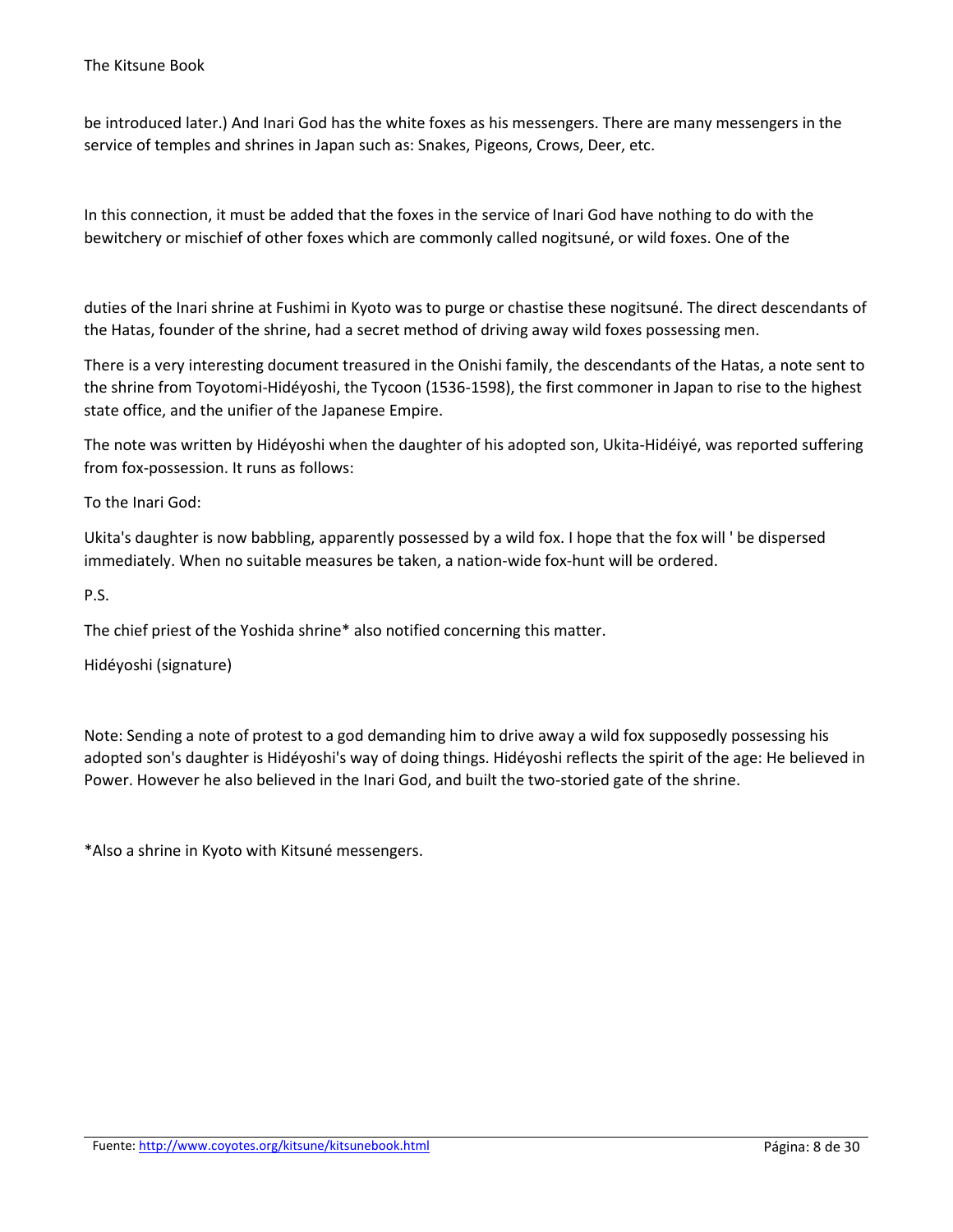be introduced later.) And Inari God has the white foxes as his messengers. There are many messengers in the service of temples and shrines in Japan such as: Snakes, Pigeons, Crows, Deer, etc.

In this connection, it must be added that the foxes in the service of Inari God have nothing to do with the bewitchery or mischief of other foxes which are commonly called nogitsuné, or wild foxes. One of the duties of the Inari shrine at Fushimi in Kyoto was to purge or chastise these nogitsuné. The direct descendants of the Hatas, founder of the shrine, had a secret method of driving away wild foxes possessing men.

There is a very interesting document treasured in the Onishi family, the descendants of the Hatas, a note sent to the shrine from Toyotomi-Hidéyoshi, the Tycoon (1536-1598), the first commoner in Japan to rise to the highest state office, and the unifier of the Japanese Empire.

The note was written by Hidéyoshi when the daughter of his adopted son, Ukita-Hidéiyé, was reported suffering from fox-possession. It runs as follows:

To the Inari God:

Ukita's daughter is now babbling, apparently possessed by a wild fox. I hope that the fox will ' be dispersed immediately. When no suitable measures be taken, a nation-wide fox-hunt will be ordered.

P.S.

The chief priest of the Yoshida shrine* also notified concerning this matter.

Hidéyoshi (signature)

Note: Sending a note of protest to a god demanding him to drive away a wild fox supposedly possessing his adopted son's daughter is Hidéyoshi's way of doing things. Hidéyoshi reflects the spirit of the age: He believed in Power. However he also believed in the Inari God, and built the two-storied gate of the shrine.

*Also a shrine in Kyoto with Kitsuné messengers.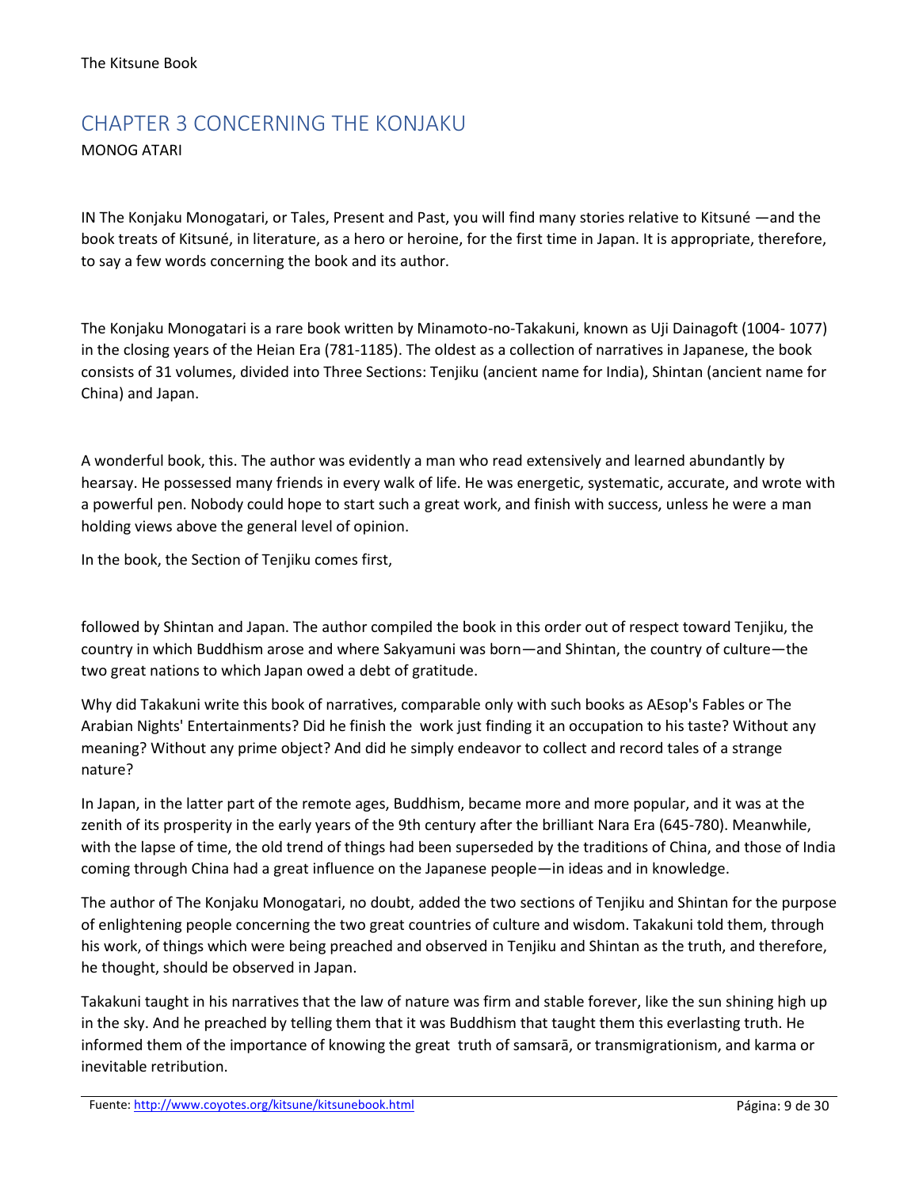# CHAPTER 3 CONCERNING THE KONJAKU

MONOG ATARI

IN The Konjaku Monogatari, or Tales, Present and Past, you will find many stories relative to Kitsuné —and the book treats of Kitsuné, in literature, as a hero or heroine, for the first time in Japan. It is appropriate, therefore, to say a few words concerning the book and its author.

The Konjaku Monogatari is a rare book written by Minamoto-no-Takakuni, known as Uji Dainagoft (1004- 1077) in the closing years of the Heian Era (781-1185). The oldest as a collection of narratives in Japanese, the book consists of 31 volumes, divided into Three Sections: Tenjiku (ancient name for India), Shintan (ancient name for China) and Japan.

A wonderful book, this. The author was evidently a man who read extensively and learned abundantly by hearsay. He possessed many friends in every walk of life. He was energetic, systematic, accurate, and wrote with a powerful pen. Nobody could hope to start such a great work, and finish with success, unless he were a man holding views above the general level of opinion.

In the book, the Section of Tenjiku comes first, followed by Shintan and Japan. The author compiled the book in this order out of respect toward Tenjiku, the country in which Buddhism arose and where Sakyamuni was born—and Shintan, the country of culture—the two great nations to which Japan owed a debt of gratitude.

Why did Takakuni write this book of narratives, comparable only with such books as AEsop's Fables or The Arabian Nights' Entertainments? Did he finish the work just finding it an occupation to his taste? Without any meaning? Without any prime object? And did he simply endeavor to collect and record tales of a strange nature?

In Japan, in the latter part of the remote ages, Buddhism, became more and more popular, and it was at the zenith of its prosperity in the early years of the 9th century after the brilliant Nara Era (645-780). Meanwhile, with the lapse of time, the old trend of things had been superseded by the traditions of China, and those of India coming through China had a great influence on the Japanese people—in ideas and in knowledge.

The author of The Konjaku Monogatari, no doubt, added the two sections of Tenjiku and Shintan for the purpose of enlightening people concerning the two great countries of culture and wisdom. Takakuni told them, through his work, of things which were being preached and observed in Tenjiku and Shintan as the truth, and therefore, he thought, should be observed in Japan.

Takakuni taught in his narratives that the law of nature was firm and stable forever, like the sun shining high up in the sky. And he preached by telling them that it was Buddhism that taught them this everlasting truth. He informed them of the importance of knowing the great truth of samsarā, or transmigrationism, and karma or inevitable retribution.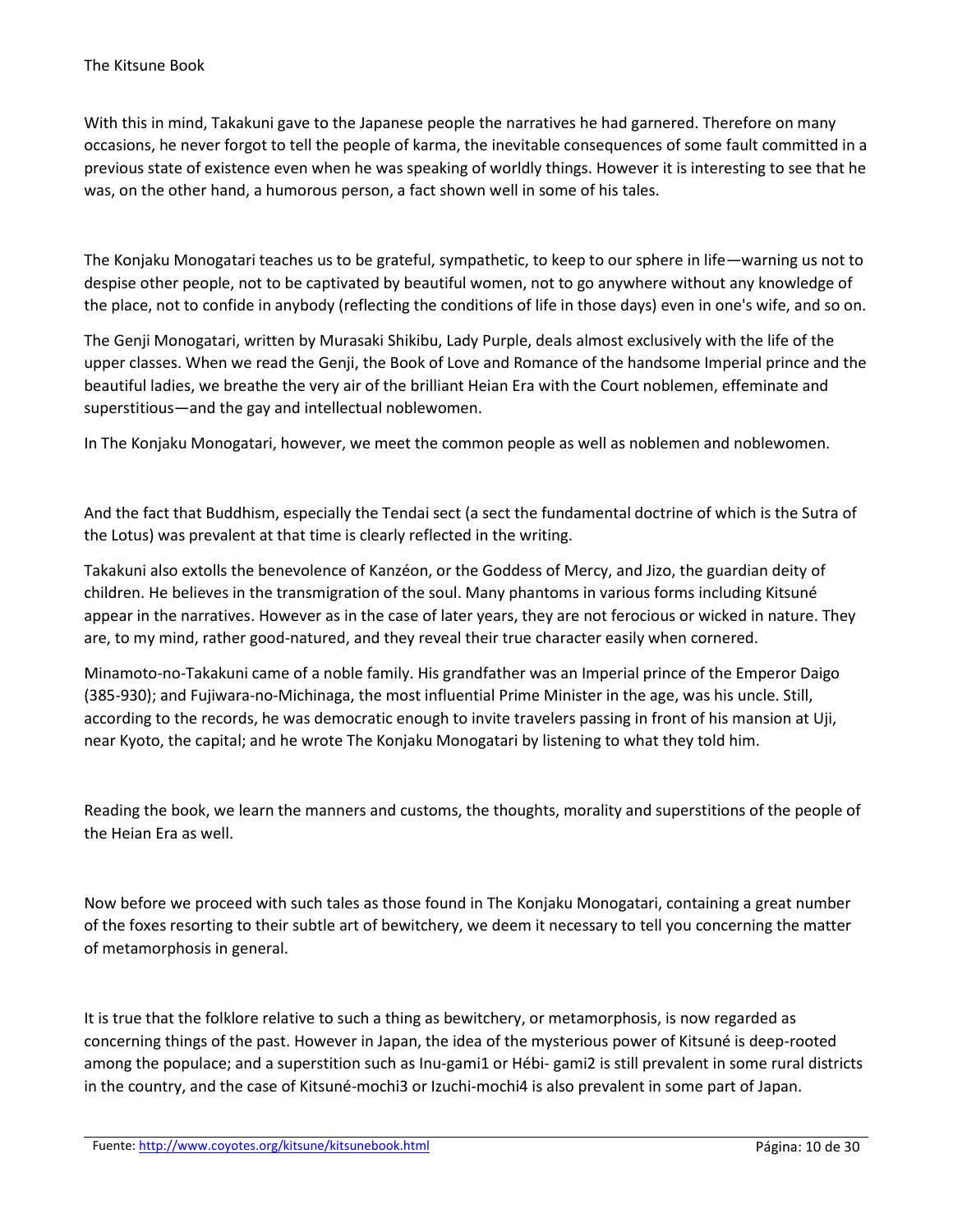With this in mind, Takakuni gave to the Japanese people the narratives he had garnered. Therefore on many occasions, he never forgot to tell the people of karma, the inevitable consequences of some fault committed in a previous state of existence even when he was speaking of worldly things. However it is interesting to see that he was, on the other hand, a humorous person, a fact shown well in some of his tales.

The Konjaku Monogatari teaches us to be grateful, sympathetic, to keep to our sphere in life—warning us not to despise other people, not to be captivated by beautiful women, not to go anywhere without any knowledge of the place, not to confide in anybody (reflecting the conditions of life in those days) even in one's wife, and so on.

The Genji Monogatari, written by Murasaki Shikibu, Lady Purple, deals almost exclusively with the life of the upper classes. When we read the Genji, the Book of Love and Romance of the handsome Imperial prince and the beautiful ladies, we breathe the very air of the brilliant Heian Era with the Court noblemen, effeminate and superstitious—and the gay and intellectual noblewomen.

In The Konjaku Monogatari, however, we meet the common people as well as noblemen and noblewomen.

And the fact that Buddhism, especially the Tendai sect (a sect the fundamental doctrine of which is the Sutra of the Lotus) was prevalent at that time is clearly reflected in the writing.

Takakuni also extolls the benevolence of Kanzéon, or the Goddess of Mercy, and Jizo, the guardian deity of children. He believes in the transmigration of the soul. Many phantoms in various forms including Kitsuné appear in the narratives. However as in the case of later years, they are not ferocious or wicked in nature. They are, to my mind, rather good-natured, and they reveal their true character easily when cornered.

Minamoto-no-Takakuni came of a noble family. His grandfather was an Imperial prince of the Emperor Daigo (385-930); and Fujiwara-no-Michinaga, the most influential Prime Minister in the age, was his uncle. Still, according to the records, he was democratic enough to invite travelers passing in front of his mansion at Uji, near Kyoto, the capital; and he wrote The Konjaku Monogatari by listening to what they told him.

Reading the book, we learn the manners and customs, the thoughts, morality and superstitions of the people of the Heian Era as well.

Now before we proceed with such tales as those found in The Konjaku Monogatari, containing a great number of the foxes resorting to their subtle art of bewitchery, we deem it necessary to tell you concerning the matter of metamorphosis in general.

It is true that the folklore relative to such a thing as bewitchery, or metamorphosis, is now regarded as concerning things of the past. However in Japan, the idea of the mysterious power of Kitsuné is deep-rooted among the populace; and a superstition such as Inu-gami[1] or Hébi- gami[2] is still prevalent in some rural districts in the country, and the case of Kitsuné-mochi[3] or Izuchi-mochi[4] is also prevalent in some part of Japan.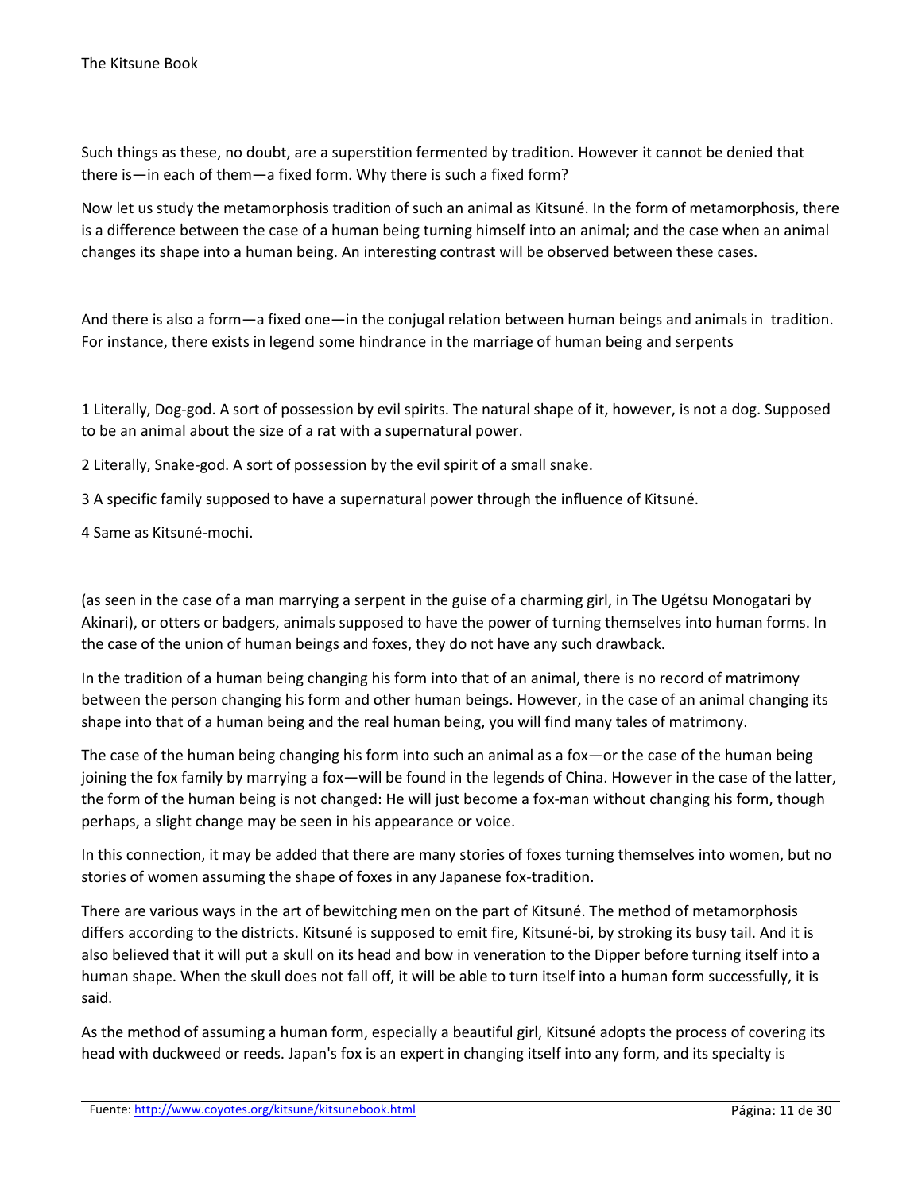Such things as these, no doubt, are a superstition fermented by tradition. However it cannot be denied that there is—in each of them—a fixed form. Why there is such a fixed form?

Now let us study the metamorphosis tradition of such an animal as Kitsuné. In the form of metamorphosis, there is a difference between the case of a human being turning himself into an animal; and the case when an animal changes its shape into a human being. An interesting contrast will be observed between these cases.

And there is also a form—a fixed one—in the conjugal relation between human beings and animals in tradition. For instance, there exists in legend some hindrance in the marriage of human being and serpents

1 Literally, Dog-god. A sort of possession by evil spirits. The natural shape of it, however, is not a dog. Supposed to be an animal about the size of a rat with a supernatural power.

2 Literally, Snake-god. A sort of possession by the evil spirit of a small snake.

3 A specific family supposed to have a supernatural power through the influence of Kitsuné.

4 Same as Kitsuné-mochi.

(as seen in the case of a man marrying a serpent in the guise of a charming girl, in The Ugétsu Monogatari by Akinari), or otters or badgers, animals supposed to have the power of turning themselves into human forms. In the case of the union of human beings and foxes, they do not have any such drawback.

In the tradition of a human being changing his form into that of an animal, there is no record of matrimony between the person changing his form and other human beings. However, in the case of an animal changing its shape into that of a human being and the real human being, you will find many tales of matrimony.

The case of the human being changing his form into such an animal as a fox—or the case of the human being joining the fox family by marrying a fox—will be found in the legends of China. However in the case of the latter, the form of the human being is not changed: He will just become a fox-man without changing his form, though perhaps, a slight change may be seen in his appearance or voice.

In this connection, it may be added that there are many stories of foxes turning themselves into women, but no stories of women assuming the shape of foxes in any Japanese fox-tradition.

There are various ways in the art of bewitching men on the part of Kitsuné. The method of metamorphosis differs according to the districts. Kitsuné is supposed to emit fire, Kitsuné-bi, by stroking its busy tail. And it is also believed that it will put a skull on its head and bow in veneration to the Dipper before turning itself into a human shape. When the skull does not fall off, it will be able to turn itself into a human form successfully, it is said.

As the method of assuming a human form, especially a beautiful girl, Kitsuné adopts the process of covering its head with duckweed or reeds. Japan's fox is an expert in changing itself into any form, and its specialty is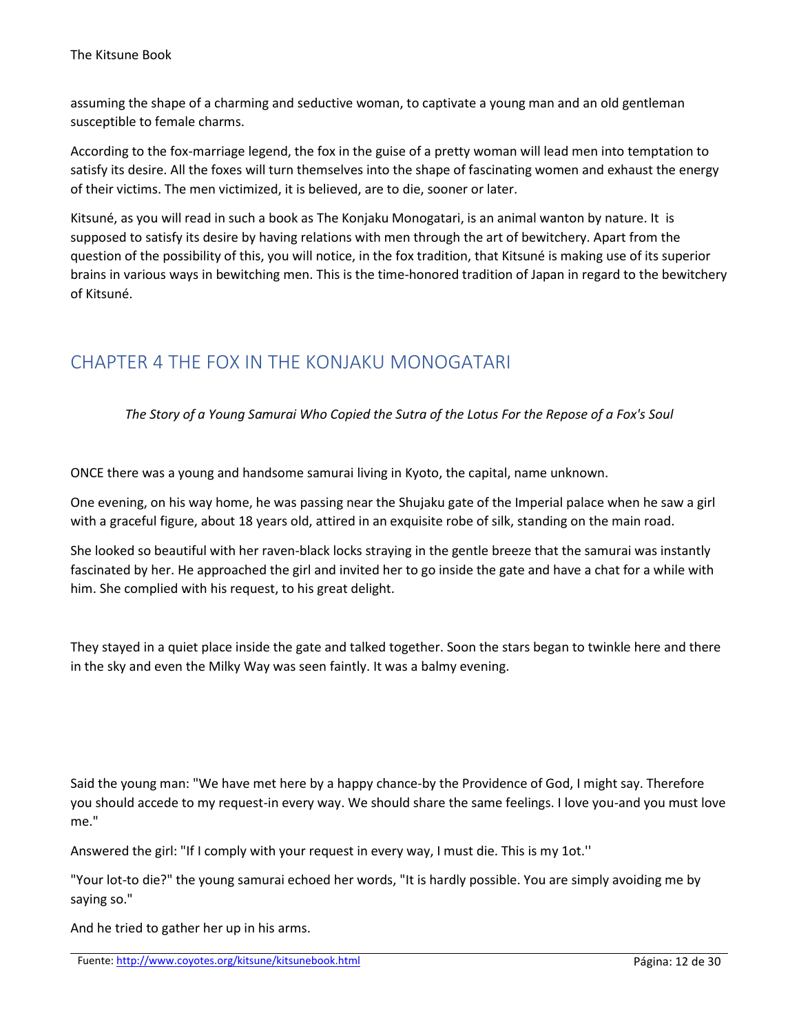assuming the shape of a charming and seductive woman, to captivate a young man and an old gentleman susceptible to female charms.

According to the fox-marriage legend, the fox in the guise of a pretty woman will lead men into temptation to satisfy its desire. All the foxes will turn themselves into the shape of fascinating women and exhaust the energy of their victims. The men victimized, it is believed, are to die, sooner or later.

Kitsuné, as you will read in such a book as The Konjaku Monogatari, is an animal wanton by nature. It is supposed to satisfy its desire by having relations with men through the art of bewitchery. Apart from the question of the possibility of this, you will notice, in the fox tradition, that Kitsuné is making use of its superior brains in various ways in bewitching men. This is the time-honored tradition of Japan in regard to the bewitchery of Kitsuné.

## CHAPTER 4 THE FOX IN THE KONJAKU MONOGATARI

*The Story of a Young Samurai Who Copied the Sutra of the Lotus For the Repose of a Fox's Soul*

ONCE there was a young and handsome samurai living in Kyoto, the capital, name unknown.

One evening, on his way home, he was passing near the Shujaku gate of the Imperial palace when he saw a girl with a graceful figure, about 18 years old, attired in an exquisite robe of silk, standing on the main road.

She looked so beautiful with her raven-black locks straying in the gentle breeze that the samurai was instantly fascinated by her. He approached the girl and invited her to go inside the gate and have a chat for a while with him. She complied with his request, to his great delight.

They stayed in a quiet place inside the gate and talked together. Soon the stars began to twinkle here and there in the sky and even the Milky Way was seen faintly. It was a balmy evening.

Said the young man: "We have met here by a happy chance-by the Providence of God, I might say. Therefore you should accede to my request-in every way. We should share the same feelings. I love you-and you must love me."

Answered the girl: "If I comply with your request in every way, I must die. This is my 1ot.''

"Your lot-to die?" the young samurai echoed her words, "It is hardly possible. You are simply avoiding me by saying so."

And he tried to gather her up in his arms.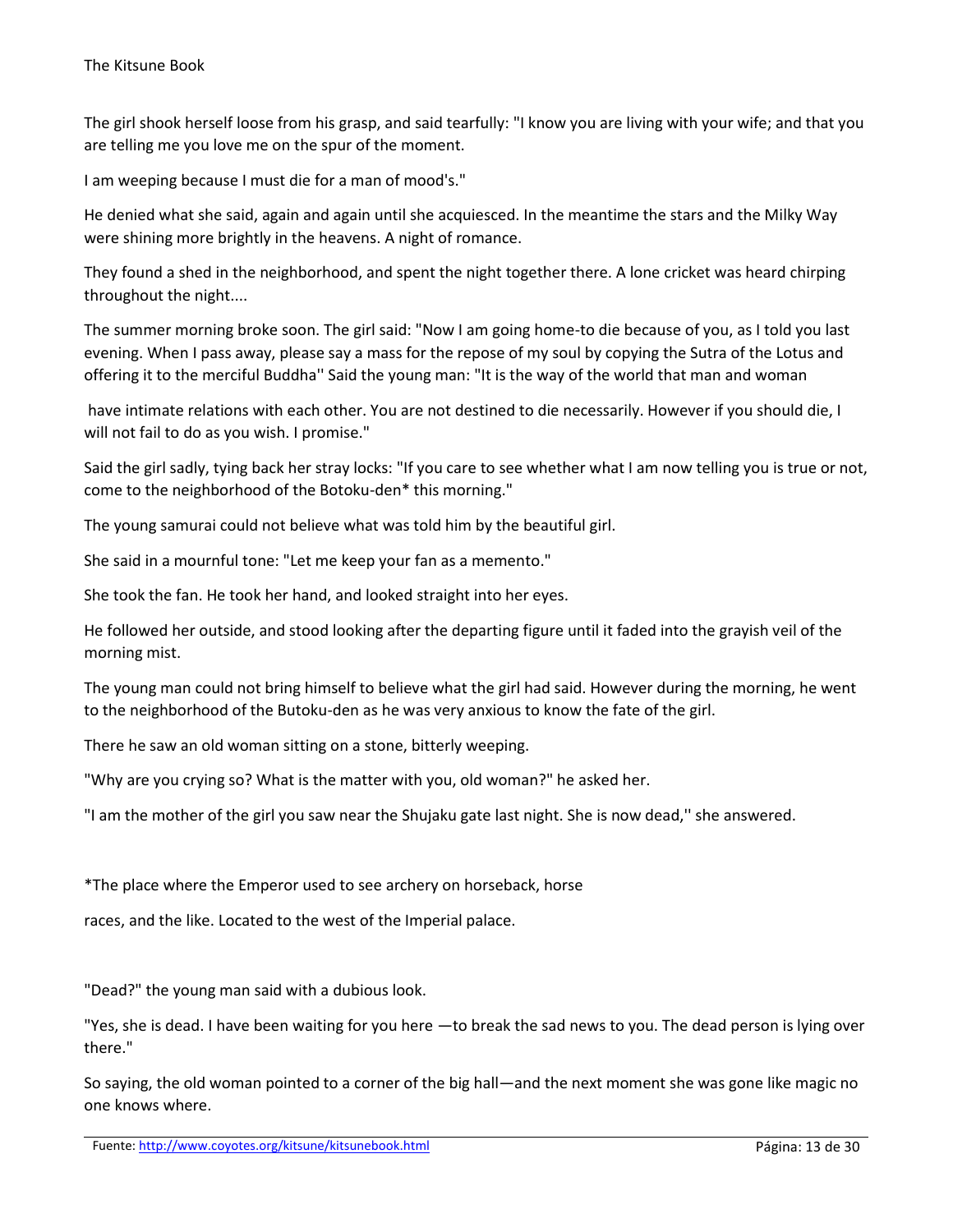The girl shook herself loose from his grasp, and said tearfully: "I know you are living with your wife; and that you are telling me you love me on the spur of the moment.

I am weeping because I must die for a man of mood's."

He denied what she said, again and again until she acquiesced. In the meantime the stars and the Milky Way were shining more brightly in the heavens. A night of romance.

They found a shed in the neighborhood, and spent the night together there. A lone cricket was heard chirping throughout the night....

The summer morning broke soon. The girl said: "Now I am going home-to die because of you, as I told you last evening. When I pass away, please say a mass for the repose of my soul by copying the Sutra of the Lotus and offering it to the merciful Buddha'' Said the young man: "It is the way of the world that man and woman have intimate relations with each other. You are not destined to die necessarily. However if you should die, I will not fail to do as you wish. I promise."

Said the girl sadly, tying back her stray locks: "If you care to see whether what I am now telling you is true or not, come to the neighborhood of the Botoku-den* this morning."

The young samurai could not believe what was told him by the beautiful girl.

She said in a mournful tone: "Let me keep your fan as a memento."

She took the fan. He took her hand, and looked straight into her eyes.

He followed her outside, and stood looking after the departing figure until it faded into the grayish veil of the morning mist.

The young man could not bring himself to believe what the girl had said. However during the morning, he went to the neighborhood of the Butoku-den as he was very anxious to know the fate of the girl.

There he saw an old woman sitting on a stone, bitterly weeping.

"Why are you crying so? What is the matter with you, old woman?" he asked her.

"I am the mother of the girl you saw near the Shujaku gate last night. She is now dead,'' she answered.

*The place where the Emperor used to see archery on horseback, horse races, and the like. Located to the west of the Imperial palace.

"Dead?" the young man said with a dubious look.

"Yes, she is dead. I have been waiting for you here —to break the sad news to you. The dead person is lying over there."

So saying, the old woman pointed to a corner of the big hall—and the next moment she was gone like magic no one knows where.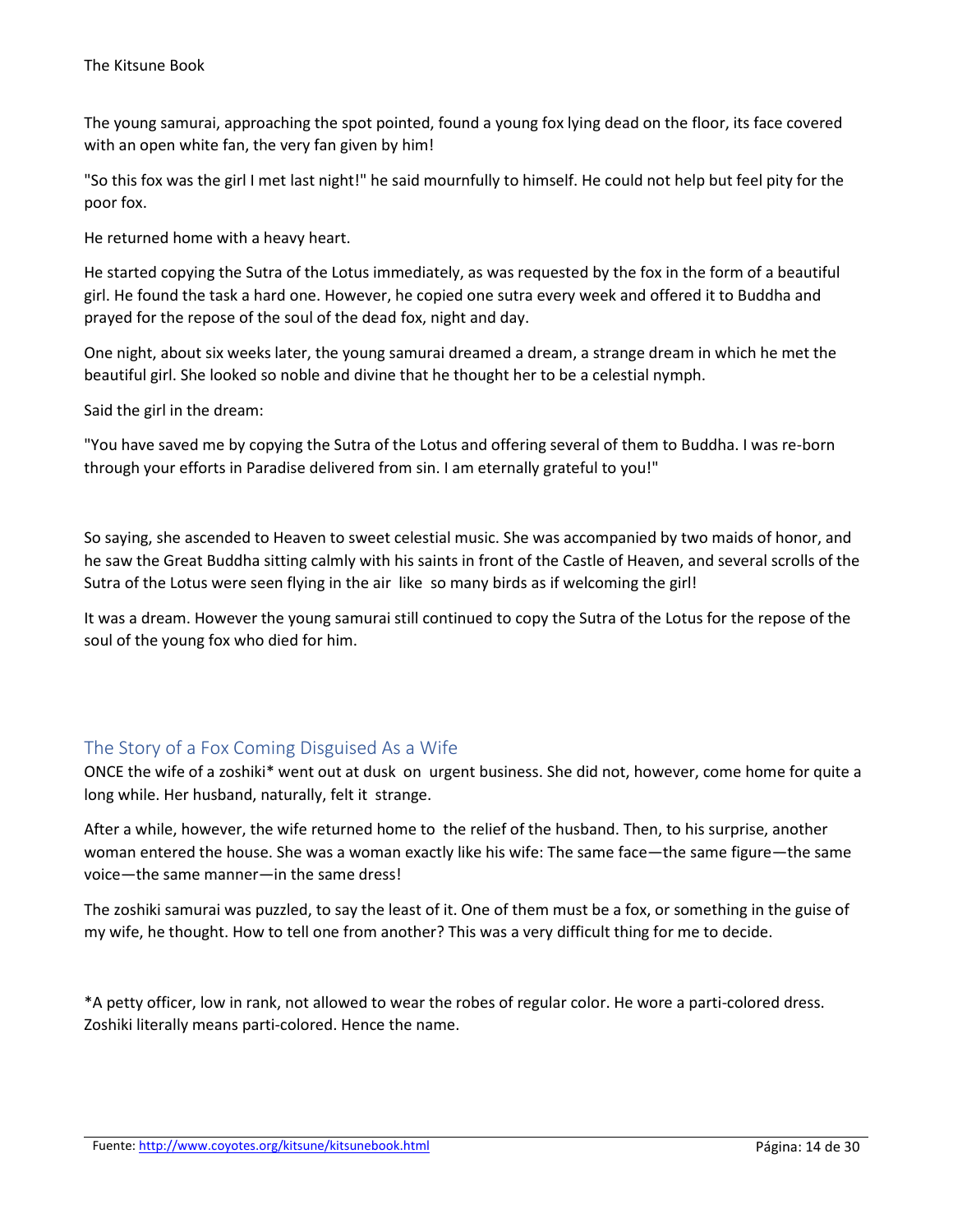The young samurai, approaching the spot pointed, found a young fox lying dead on the floor, its face covered with an open white fan, the very fan given by him!

"So this fox was the girl I met last night!" he said mournfully to himself. He could not help but feel pity for the poor fox.

He returned home with a heavy heart.

He started copying the Sutra of the Lotus immediately, as was requested by the fox in the form of a beautiful girl. He found the task a hard one. However, he copied one sutra every week and offered it to Buddha and prayed for the repose of the soul of the dead fox, night and day.

One night, about six weeks later, the young samurai dreamed a dream, a strange dream in which he met the beautiful girl. She looked so noble and divine that he thought her to be a celestial nymph.

Said the girl in the dream:

"You have saved me by copying the Sutra of the Lotus and offering several of them to Buddha. I was re-born through your efforts in Paradise delivered from sin. I am eternally grateful to you!"

So saying, she ascended to Heaven to sweet celestial music. She was accompanied by two maids of honor, and he saw the Great Buddha sitting calmly with his saints in front of the Castle of Heaven, and several scrolls of the Sutra of the Lotus were seen flying in the air like so many birds as if welcoming the girl!

It was a dream. However the young samurai still continued to copy the Sutra of the Lotus for the repose of the soul of the young fox who died for him.

## The Story of a Fox Coming Disguised As a Wife

ONCE the wife of a zoshiki* went out at dusk on urgent business. She did not, however, come home for quite a long while. Her husband, naturally, felt it strange.

After a while, however, the wife returned home to the relief of the husband. Then, to his surprise, another woman entered the house. She was a woman exactly like his wife: The same face—the same figure—the same voice—the same manner—in the same dress!

The zoshiki samurai was puzzled, to say the least of it. One of them must be a fox, or something in the guise of my wife, he thought. How to tell one from another? This was a very difficult thing for me to decide.

*A petty officer, low in rank, not allowed to wear the robes of regular color. He wore a parti-colored dress. Zoshiki literally means parti-colored. Hence the name.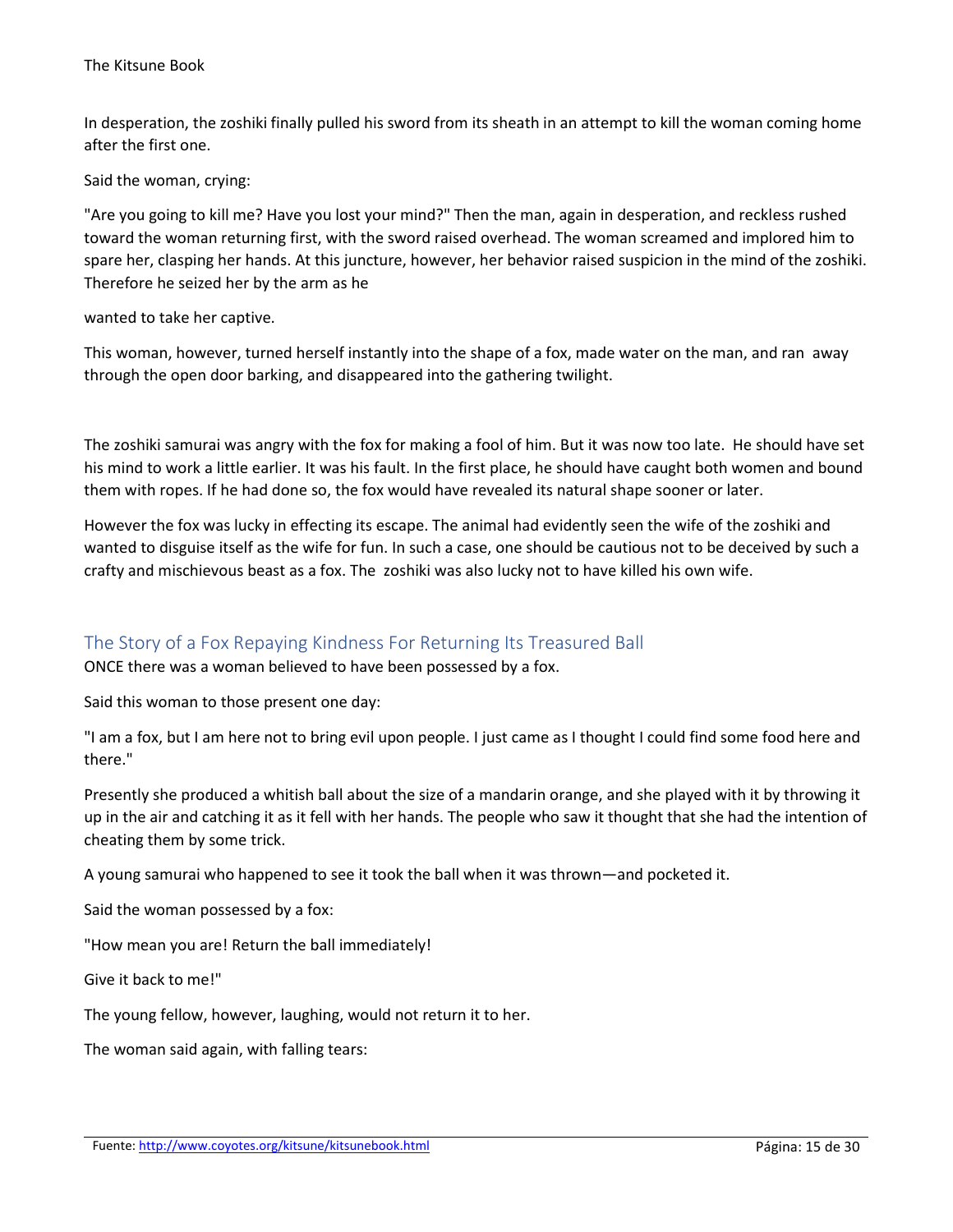In desperation, the zoshiki finally pulled his sword from its sheath in an attempt to kill the woman coming home after the first one.

Said the woman, crying:

"Are you going to kill me? Have you lost your mind?" Then the man, again in desperation, and reckless rushed toward the woman returning first, with the sword raised overhead. The woman screamed and implored him to spare her, clasping her hands. At this juncture, however, her behavior raised suspicion in the mind of the zoshiki. Therefore he seized her by the arm as he

wanted to take her captive.

This woman, however, turned herself instantly into the shape of a fox, made water on the man, and ran away through the open door barking, and disappeared into the gathering twilight.

The zoshiki samurai was angry with the fox for making a fool of him. But it was now too late. He should have set his mind to work a little earlier. It was his fault. In the first place, he should have caught both women and bound them with ropes. If he had done so, the fox would have revealed its natural shape sooner or later.

However the fox was lucky in effecting its escape. The animal had evidently seen the wife of the zoshiki and wanted to disguise itself as the wife for fun. In such a case, one should be cautious not to be deceived by such a crafty and mischievous beast as a fox. The zoshiki was also lucky not to have killed his own wife.

## The Story of a Fox Repaying Kindness For Returning Its Treasured Ball

ONCE there was a woman believed to have been possessed by a fox.

Said this woman to those present one day:

"I am a fox, but I am here not to bring evil upon people. I just came as I thought I could find some food here and there."

Presently she produced a whitish ball about the size of a mandarin orange, and she played with it by throwing it up in the air and catching it as it fell with her hands. The people who saw it thought that she had the intention of cheating them by some trick.

A young samurai who happened to see it took the ball when it was thrown—and pocketed it.

Said the woman possessed by a fox:

"How mean you are! Return the ball immediately!

Give it back to me!"

The young fellow, however, laughing, would not return it to her.

The woman said again, with falling tears: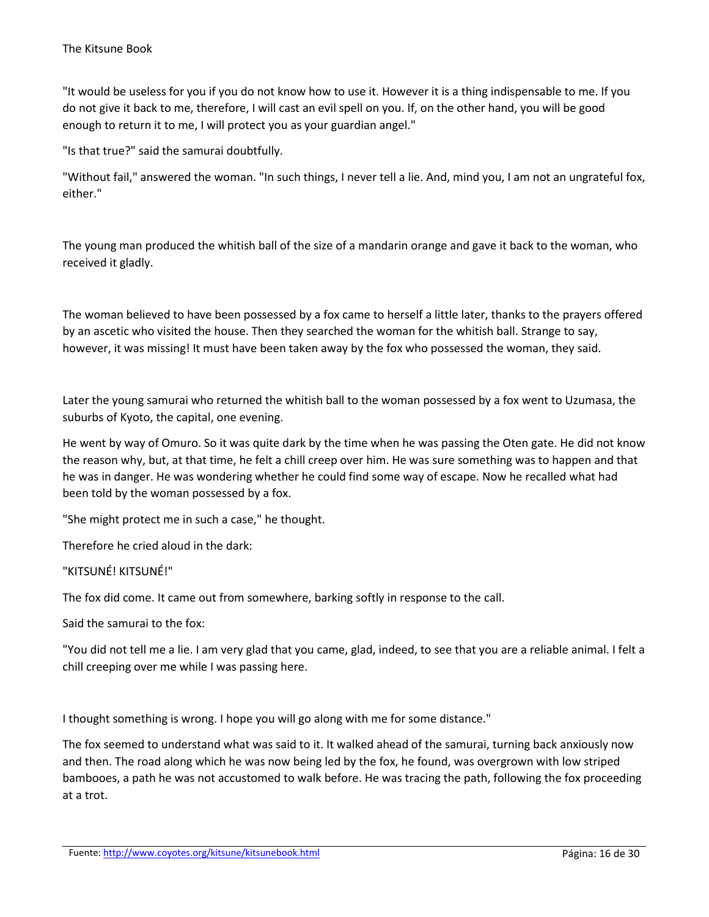"It would be useless for you if you do not know how to use it. However it is a thing indispensable to me. If you do not give it back to me, therefore, I will cast an evil spell on you. If, on the other hand, you will be good enough to return it to me, I will protect you as your guardian angel."

"Is that true?" said the samurai doubtfully.

"Without fail," answered the woman. "In such things, I never tell a lie. And, mind you, I am not an ungrateful fox, either."

The young man produced the whitish ball of the size of a mandarin orange and gave it back to the woman, who received it gladly.

The woman believed to have been possessed by a fox came to herself a little later, thanks to the prayers offered by an ascetic who visited the house. Then they searched the woman for the whitish ball. Strange to say, however, it was missing! It must have been taken away by the fox who possessed the woman, they said.

Later the young samurai who returned the whitish ball to the woman possessed by a fox went to Uzumasa, the suburbs of Kyoto, the capital, one evening.

He went by way of Omuro. So it was quite dark by the time when he was passing the Oten gate. He did not know the reason why, but, at that time, he felt a chill creep over him. He was sure something was to happen and that he was in danger. He was wondering whether he could find some way of escape. Now he recalled what had been told by the woman possessed by a fox.

"She might protect me in such a case," he thought.

Therefore he cried aloud in the dark:

"KITSUNÉ! KITSUNÉ!"

The fox did come. It came out from somewhere, barking softly in response to the call.

Said the samurai to the fox:

"You did not tell me a lie. I am very glad that you came, glad, indeed, to see that you are a reliable animal. I felt a chill creeping over me while I was passing here.

I thought something is wrong. I hope you will go along with me for some distance."

The fox seemed to understand what was said to it. It walked ahead of the samurai, turning back anxiously now and then. The road along which he was now being led by the fox, he found, was overgrown with low striped bambooes, a path he was not accustomed to walk before. He was tracing the path, following the fox proceeding at a trot.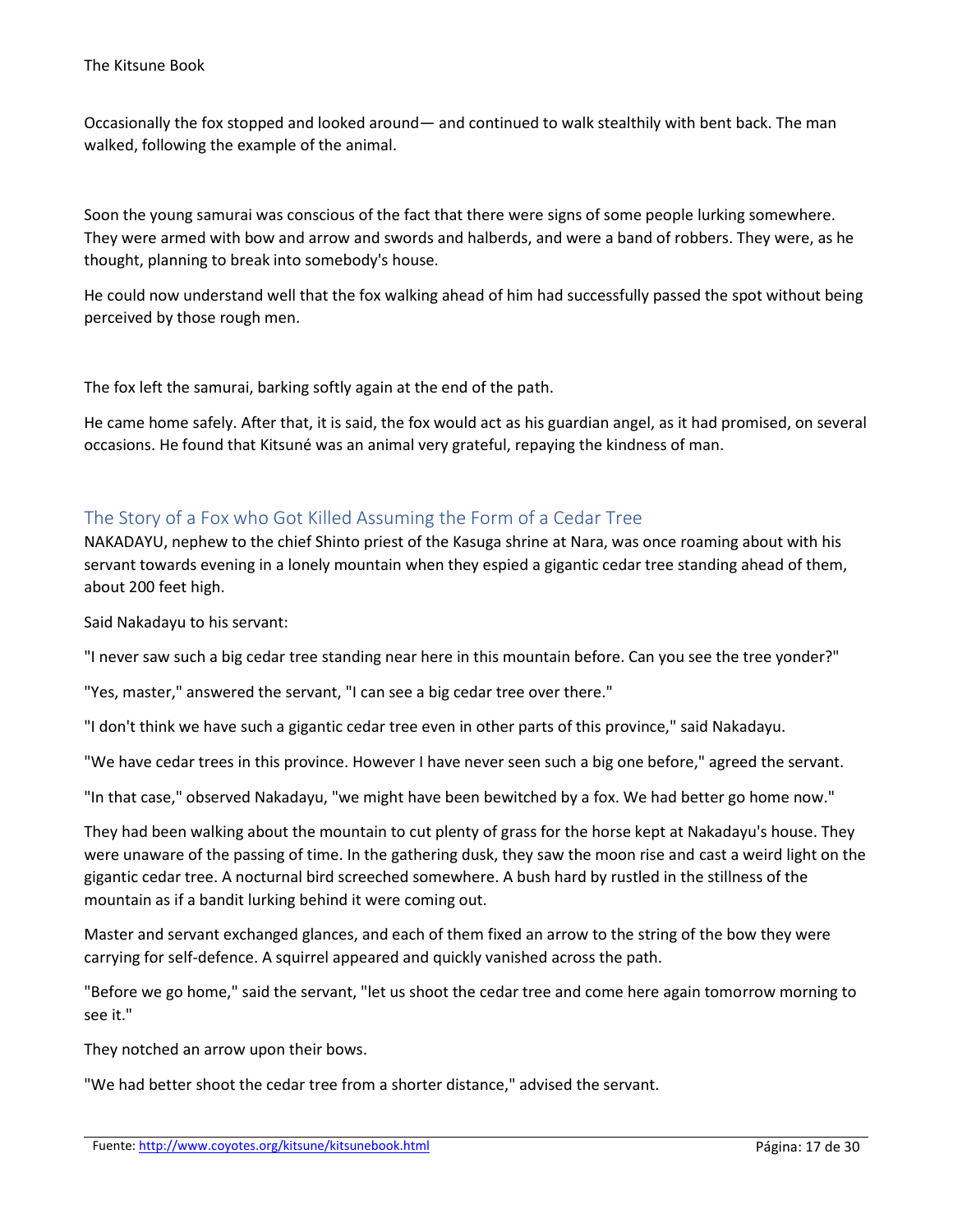Occasionally the fox stopped and looked around— and continued to walk stealthily with bent back. The man walked, following the example of the animal.

Soon the young samurai was conscious of the fact that there were signs of some people lurking somewhere. They were armed with bow and arrow and swords and halberds, and were a band of robbers. They were, as he thought, planning to break into somebody's house.

He could now understand well that the fox walking ahead of him had successfully passed the spot without being perceived by those rough men.

The fox left the samurai, barking softly again at the end of the path.

He came home safely. After that, it is said, the fox would act as his guardian angel, as it had promised, on several occasions. He found that Kitsuné was an animal very grateful, repaying the kindness of man.

## The Story of a Fox who Got Killed Assuming the Form of a Cedar Tree

NAKADAYU, nephew to the chief Shinto priest of the Kasuga shrine at Nara, was once roaming about with his servant towards evening in a lonely mountain when they espied a gigantic cedar tree standing ahead of them, about 200 feet high.

Said Nakadayu to his servant:

"I never saw such a big cedar tree standing near here in this mountain before. Can you see the tree yonder?"

"Yes, master," answered the servant, "I can see a big cedar tree over there."

"I don't think we have such a gigantic cedar tree even in other parts of this province," said Nakadayu.

"We have cedar trees in this province. However I have never seen such a big one before," agreed the servant.

"In that case," observed Nakadayu, "we might have been bewitched by a fox. We had better go home now."

They had been walking about the mountain to cut plenty of grass for the horse kept at Nakadayu's house. They were unaware of the passing of time. In the gathering dusk, they saw the moon rise and cast a weird light on the gigantic cedar tree. A nocturnal bird screeched somewhere. A bush hard by rustled in the stillness of the mountain as if a bandit lurking behind it were coming out.

Master and servant exchanged glances, and each of them fixed an arrow to the string of the bow they were carrying for self-defence. A squirrel appeared and quickly vanished across the path.

"Before we go home," said the servant, "let us shoot the cedar tree and come here again tomorrow morning to see it."

They notched an arrow upon their bows.

"We had better shoot the cedar tree from a shorter distance," advised the servant.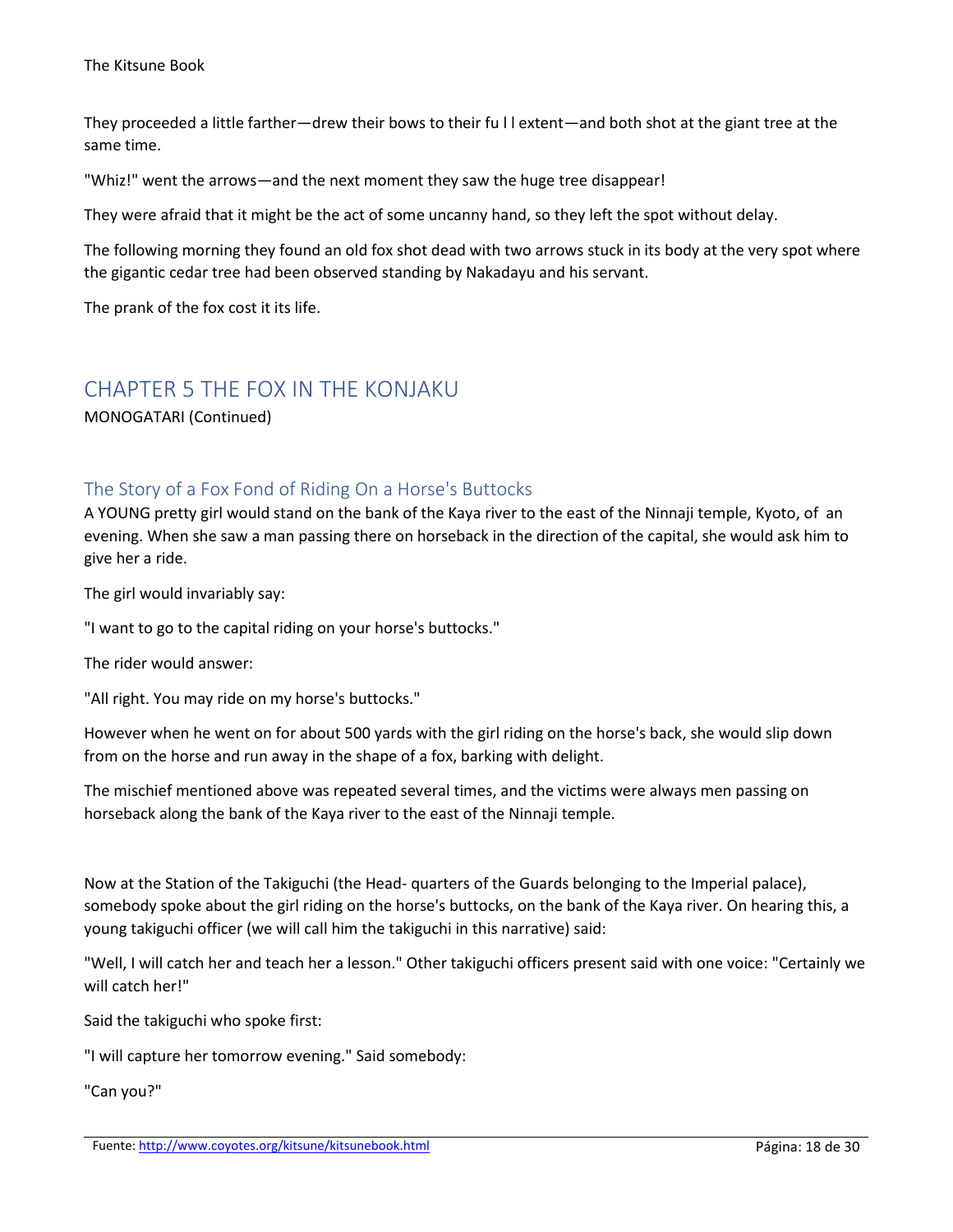They proceeded a little farther—drew their bows to their fu l l extent—and both shot at the giant tree at the same time.

"Whiz!" went the arrows—and the next moment they saw the huge tree disappear!

They were afraid that it might be the act of some uncanny hand, so they left the spot without delay.

The following morning they found an old fox shot dead with two arrows stuck in its body at the very spot where the gigantic cedar tree had been observed standing by Nakadayu and his servant.

The prank of the fox cost it its life.

## CHAPTER 5 THE FOX IN THE KONJAKU

MONOGATARI (Continued)

### The Story of a Fox Fond of Riding On a Horse's Buttocks

A YOUNG pretty girl would stand on the bank of the Kaya river to the east of the Ninnaji temple, Kyoto, of an evening. When she saw a man passing there on horseback in the direction of the capital, she would ask him to give her a ride.

The girl would invariably say:

"I want to go to the capital riding on your horse's buttocks."

The rider would answer:

"All right. You may ride on my horse's buttocks."

However when he went on for about 500 yards with the girl riding on the horse's back, she would slip down from on the horse and run away in the shape of a fox, barking with delight.

The mischief mentioned above was repeated several times, and the victims were always men passing on horseback along the bank of the Kaya river to the east of the Ninnaji temple.

Now at the Station of the Takiguchi (the Head- quarters of the Guards belonging to the Imperial palace), somebody spoke about the girl riding on the horse's buttocks, on the bank of the Kaya river. On hearing this, a young takiguchi officer (we will call him the takiguchi in this narrative) said:

"Well, I will catch her and teach her a lesson." Other takiguchi officers present said with one voice: "Certainly we will catch her!"

Said the takiguchi who spoke first:

"I will capture her tomorrow evening." Said somebody:

"Can you?"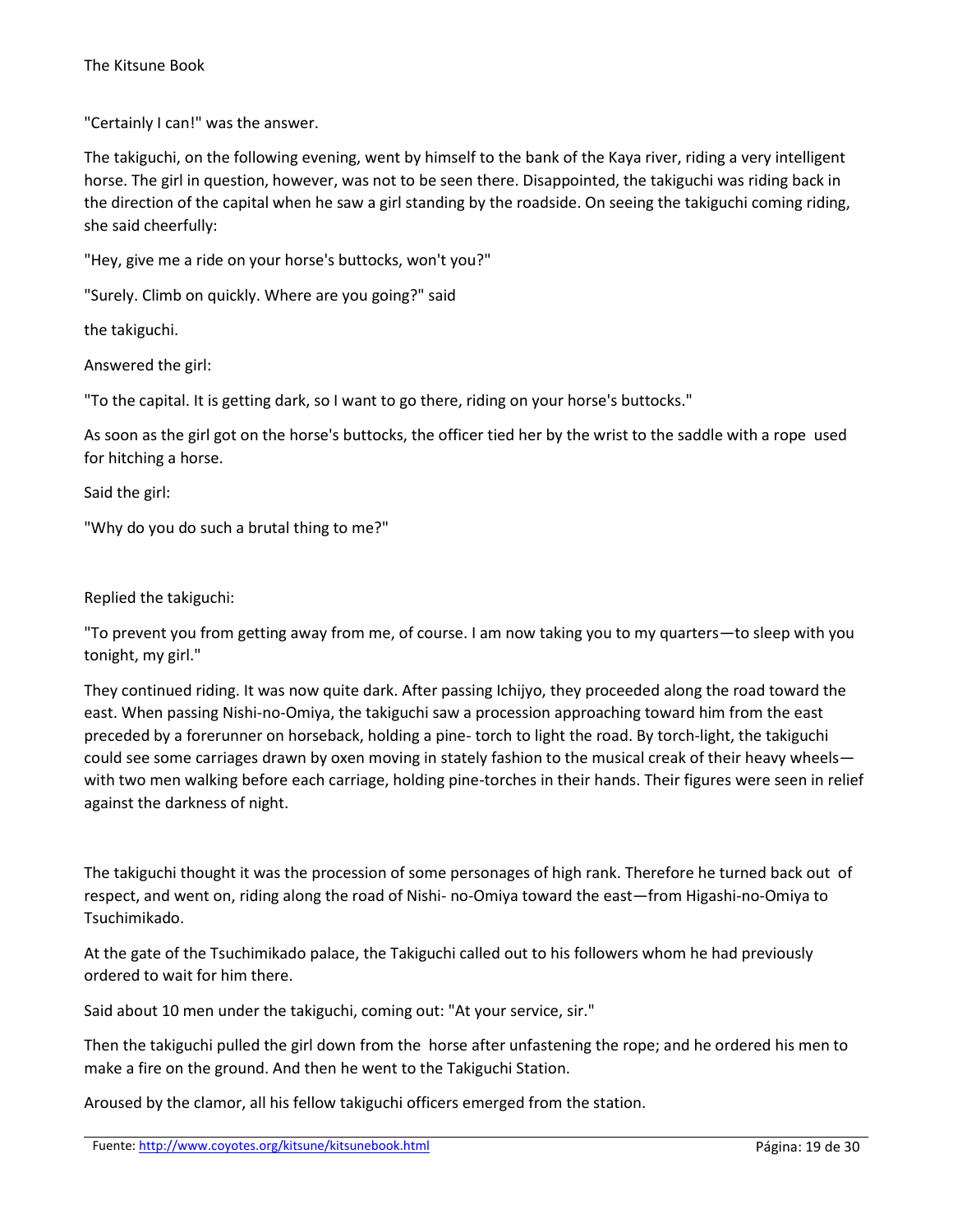"Certainly I can!" was the answer.

The takiguchi, on the following evening, went by himself to the bank of the Kaya river, riding a very intelligent horse. The girl in question, however, was not to be seen there. Disappointed, the takiguchi was riding back in the direction of the capital when he saw a girl standing by the roadside. On seeing the takiguchi coming riding, she said cheerfully:

"Hey, give me a ride on your horse's buttocks, won't you?"

"Surely. Climb on quickly. Where are you going?" said

the takiguchi.

Answered the girl:

"To the capital. It is getting dark, so I want to go there, riding on your horse's buttocks."

As soon as the girl got on the horse's buttocks, the officer tied her by the wrist to the saddle with a rope used for hitching a horse.

Said the girl:

"Why do you do such a brutal thing to me?"

Replied the takiguchi:

"To prevent you from getting away from me, of course. I am now taking you to my quarters—to sleep with you tonight, my girl."

They continued riding. It was now quite dark. After passing Ichijyo, they proceeded along the road toward the east. When passing Nishi-no-Omiya, the takiguchi saw a procession approaching toward him from the east preceded by a forerunner on horseback, holding a pine- torch to light the road. By torch-light, the takiguchi could see some carriages drawn by oxen moving in stately fashion to the musical creak of their heavy wheels—with two men walking before each carriage, holding pine-torches in their hands. Their figures were seen in relief against the darkness of night.

The takiguchi thought it was the procession of some personages of high rank. Therefore he turned back out of respect, and went on, riding along the road of Nishi- no-Omiya toward the east—from Higashi-no-Omiya to Tsuchimikado.

At the gate of the Tsuchimikado palace, the Takiguchi called out to his followers whom he had previously ordered to wait for him there.

Said about 10 men under the takiguchi, coming out: "At your service, sir."

Then the takiguchi pulled the girl down from the horse after unfastening the rope; and he ordered his men to make a fire on the ground. And then he went to the Takiguchi Station.

Aroused by the clamor, all his fellow takiguchi officers emerged from the station.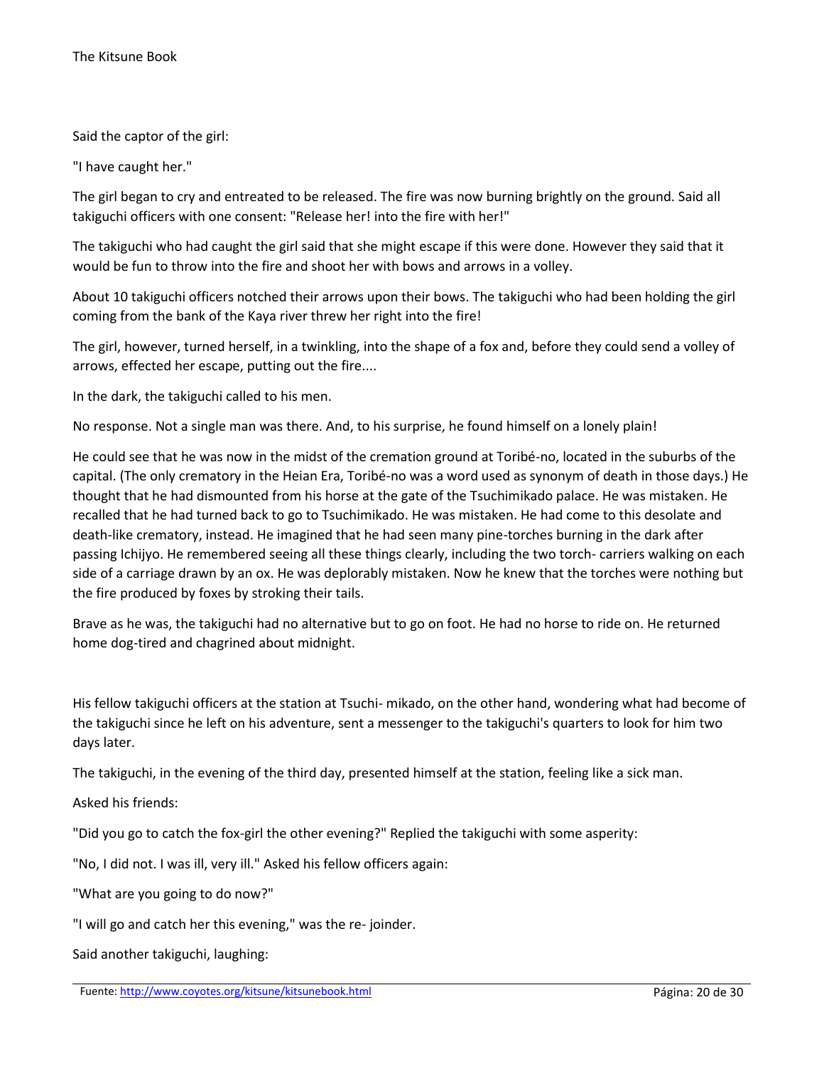Said the captor of the girl:

"I have caught her."

The girl began to cry and entreated to be released. The fire was now burning brightly on the ground. Said all takiguchi officers with one consent: "Release her! into the fire with her!"

The takiguchi who had caught the girl said that she might escape if this were done. However they said that it would be fun to throw into the fire and shoot her with bows and arrows in a volley.

About 10 takiguchi officers notched their arrows upon their bows. The takiguchi who had been holding the girl coming from the bank of the Kaya river threw her right into the fire!

The girl, however, turned herself, in a twinkling, into the shape of a fox and, before they could send a volley of arrows, effected her escape, putting out the fire....

In the dark, the takiguchi called to his men.

No response. Not a single man was there. And, to his surprise, he found himself on a lonely plain!

He could see that he was now in the midst of the cremation ground at Toribé-no, located in the suburbs of the capital. (The only crematory in the Heian Era, Toribé-no was a word used as synonym of death in those days.) He thought that he had dismounted from his horse at the gate of the Tsuchimikado palace. He was mistaken. He recalled that he had turned back to go to Tsuchimikado. He was mistaken. He had come to this desolate and death-like crematory, instead. He imagined that he had seen many pine-torches burning in the dark after passing Ichijyo. He remembered seeing all these things clearly, including the two torch- carriers walking on each side of a carriage drawn by an ox. He was deplorably mistaken. Now he knew that the torches were nothing but the fire produced by foxes by stroking their tails.

Brave as he was, the takiguchi had no alternative but to go on foot. He had no horse to ride on. He returned home dog-tired and chagrined about midnight.

His fellow takiguchi officers at the station at Tsuchi- mikado, on the other hand, wondering what had become of the takiguchi since he left on his adventure, sent a messenger to the takiguchi's quarters to look for him two days later.

The takiguchi, in the evening of the third day, presented himself at the station, feeling like a sick man.

Asked his friends:

"Did you go to catch the fox-girl the other evening?" Replied the takiguchi with some asperity:

"No, I did not. I was ill, very ill." Asked his fellow officers again:

"What are you going to do now?"

"I will go and catch her this evening," was the re- joinder.

Said another takiguchi, laughing: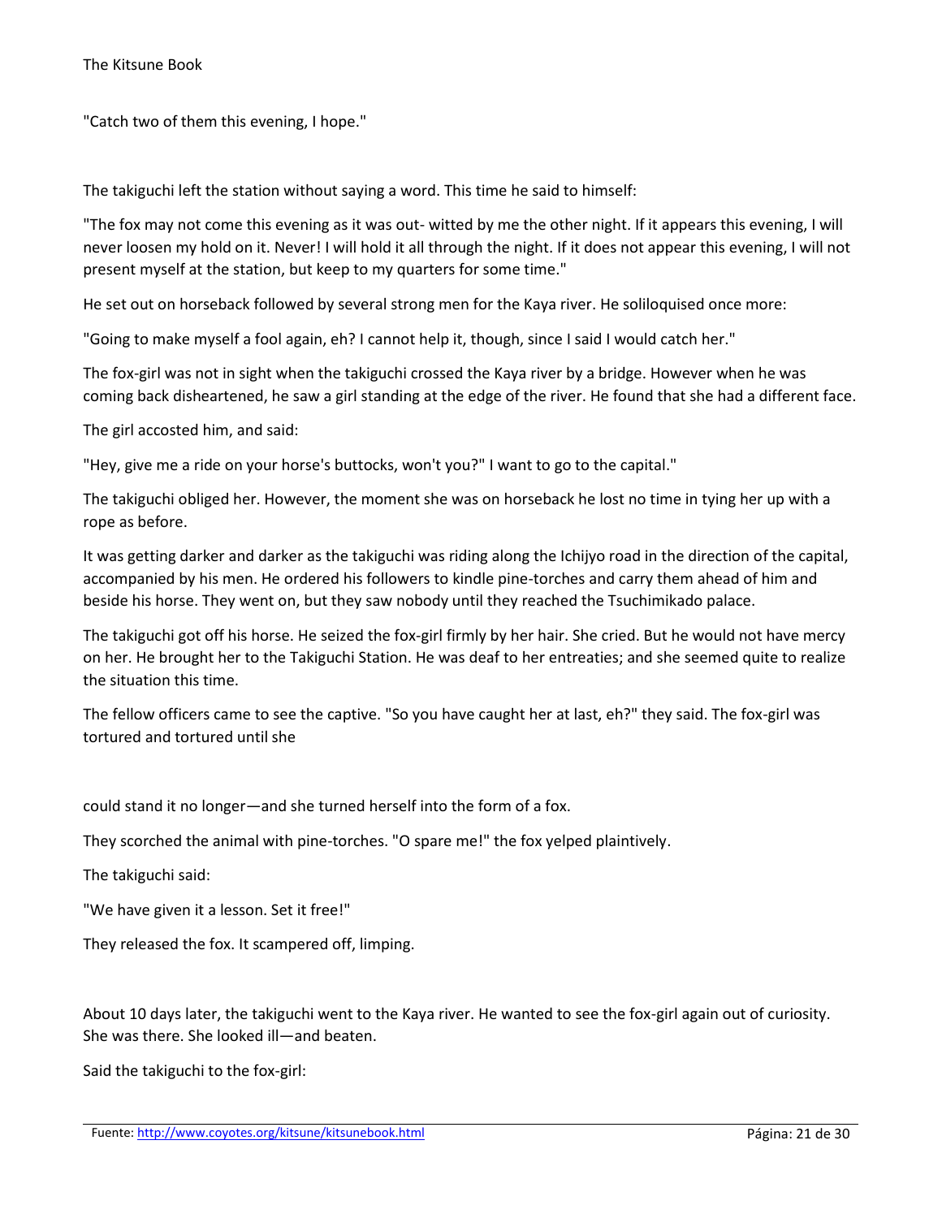"Catch two of them this evening, I hope."

The takiguchi left the station without saying a word. This time he said to himself:

"The fox may not come this evening as it was out- witted by me the other night. If it appears this evening, I will never loosen my hold on it. Never! I will hold it all through the night. If it does not appear this evening, I will not present myself at the station, but keep to my quarters for some time."

He set out on horseback followed by several strong men for the Kaya river. He soliloquised once more:

"Going to make myself a fool again, eh? I cannot help it, though, since I said I would catch her."

The fox-girl was not in sight when the takiguchi crossed the Kaya river by a bridge. However when he was coming back disheartened, he saw a girl standing at the edge of the river. He found that she had a different face.

The girl accosted him, and said:

"Hey, give me a ride on your horse's buttocks, won't you?" I want to go to the capital."

The takiguchi obliged her. However, the moment she was on horseback he lost no time in tying her up with a rope as before.

It was getting darker and darker as the takiguchi was riding along the Ichijyo road in the direction of the capital, accompanied by his men. He ordered his followers to kindle pine-torches and carry them ahead of him and beside his horse. They went on, but they saw nobody until they reached the Tsuchimikado palace.

The takiguchi got off his horse. He seized the fox-girl firmly by her hair. She cried. But he would not have mercy on her. He brought her to the Takiguchi Station. He was deaf to her entreaties; and she seemed quite to realize the situation this time.

The fellow officers came to see the captive. "So you have caught her at last, eh?" they said. The fox-girl was tortured and tortured until she could stand it no longer—and she turned herself into the form of a fox.

They scorched the animal with pine-torches. "O spare me!" the fox yelped plaintively.

The takiguchi said:

"We have given it a lesson. Set it free!"

They released the fox. It scampered off, limping.

About 10 days later, the takiguchi went to the Kaya river. He wanted to see the fox-girl again out of curiosity. She was there. She looked ill—and beaten.

Said the takiguchi to the fox-girl: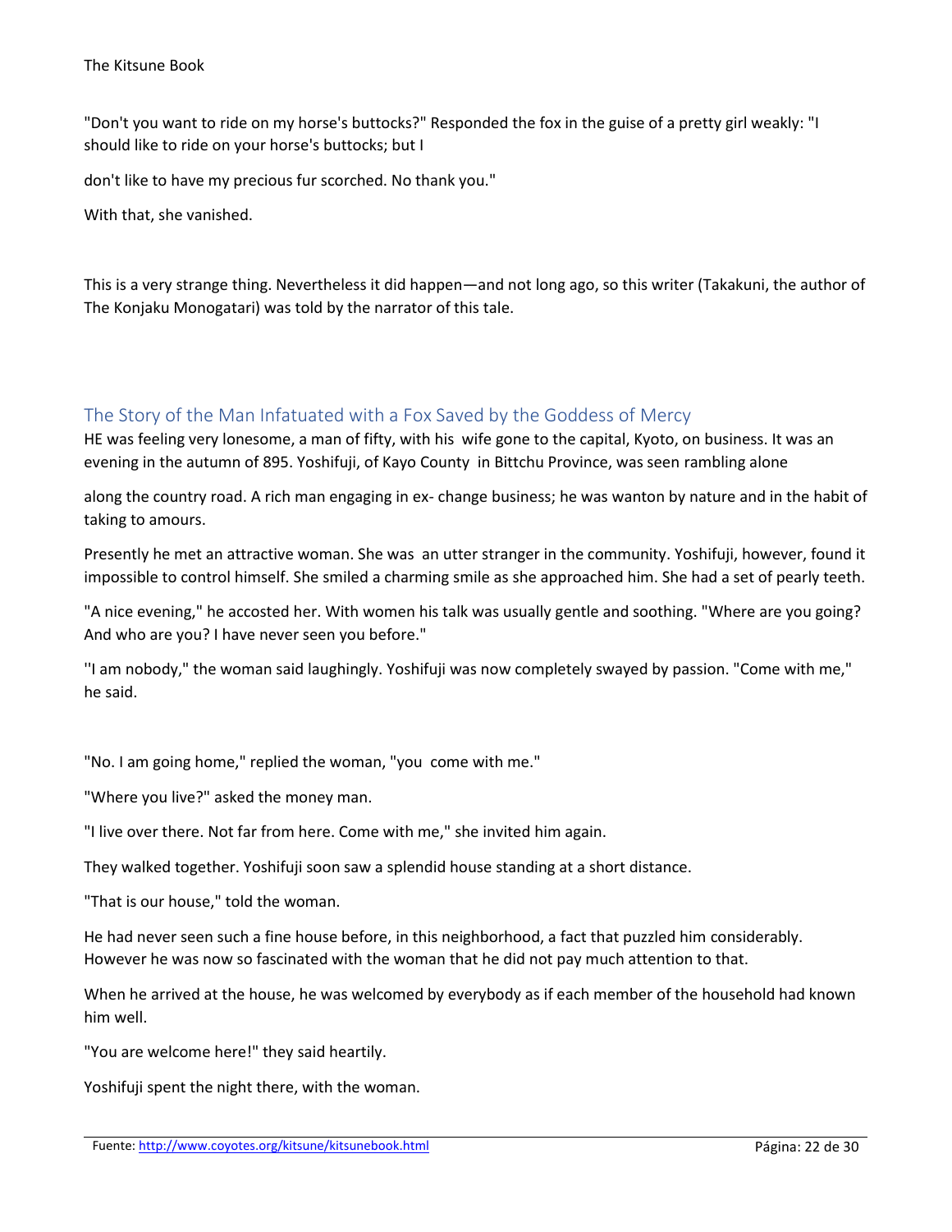"Don't you want to ride on my horse's buttocks?" Responded the fox in the guise of a pretty girl weakly: "I should like to ride on your horse's buttocks; but I

don't like to have my precious fur scorched. No thank you."

With that, she vanished.

This is a very strange thing. Nevertheless it did happen—and not long ago, so this writer (Takakuni, the author of The Konjaku Monogatari) was told by the narrator of this tale.

## The Story of the Man Infatuated with a Fox Saved by the Goddess of Mercy

HE was feeling very lonesome, a man of fifty, with his wife gone to the capital, Kyoto, on business. It was an evening in the autumn of 895. Yoshifuji, of Kayo County in Bittchu Province, was seen rambling alone

along the country road. A rich man engaging in ex- change business; he was wanton by nature and in the habit of taking to amours.

Presently he met an attractive woman. She was an utter stranger in the community. Yoshifuji, however, found it impossible to control himself. She smiled a charming smile as she approached him. She had a set of pearly teeth.

"A nice evening," he accosted her. With women his talk was usually gentle and soothing. "Where are you going? And who are you? I have never seen you before."

''I am nobody," the woman said laughingly. Yoshifuji was now completely swayed by passion. "Come with me," he said.

"No. I am going home," replied the woman, "you come with me."

"Where you live?" asked the money man.

"I live over there. Not far from here. Come with me," she invited him again.

They walked together. Yoshifuji soon saw a splendid house standing at a short distance.

"That is our house," told the woman.

He had never seen such a fine house before, in this neighborhood, a fact that puzzled him considerably. However he was now so fascinated with the woman that he did not pay much attention to that.

When he arrived at the house, he was welcomed by everybody as if each member of the household had known him well.

"You are welcome here!" they said heartily.

Yoshifuji spent the night there, with the woman.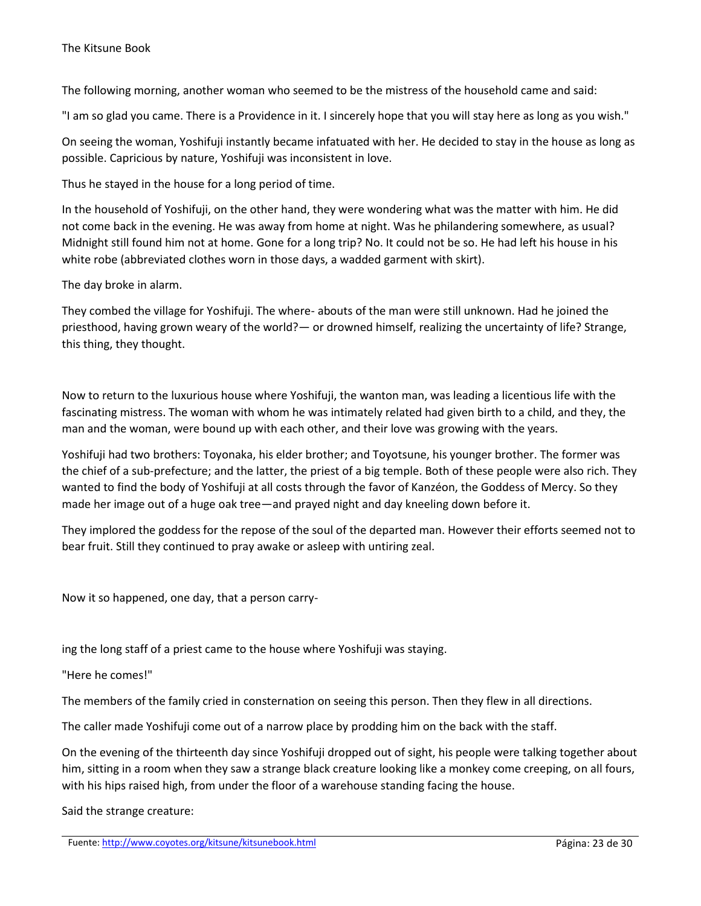The following morning, another woman who seemed to be the mistress of the household came and said:

"I am so glad you came. There is a Providence in it. I sincerely hope that you will stay here as long as you wish."

On seeing the woman, Yoshifuji instantly became infatuated with her. He decided to stay in the house as long as possible. Capricious by nature, Yoshifuji was inconsistent in love.

Thus he stayed in the house for a long period of time.

In the household of Yoshifuji, on the other hand, they were wondering what was the matter with him. He did not come back in the evening. He was away from home at night. Was he philandering somewhere, as usual? Midnight still found him not at home. Gone for a long trip? No. It could not be so. He had left his house in his white robe (abbreviated clothes worn in those days, a wadded garment with skirt).

The day broke in alarm.

They combed the village for Yoshifuji. The where- abouts of the man were still unknown. Had he joined the priesthood, having grown weary of the world?— or drowned himself, realizing the uncertainty of life? Strange, this thing, they thought.

Now to return to the luxurious house where Yoshifuji, the wanton man, was leading a licentious life with the fascinating mistress. The woman with whom he was intimately related had given birth to a child, and they, the man and the woman, were bound up with each other, and their love was growing with the years.

Yoshifuji had two brothers: Toyonaka, his elder brother; and Toyotsune, his younger brother. The former was the chief of a sub-prefecture; and the latter, the priest of a big temple. Both of these people were also rich. They wanted to find the body of Yoshifuji at all costs through the favor of Kanzéon, the Goddess of Mercy. So they made her image out of a huge oak tree—and prayed night and day kneeling down before it.

They implored the goddess for the repose of the soul of the departed man. However their efforts seemed not to bear fruit. Still they continued to pray awake or asleep with untiring zeal.

Now it so happened, one day, that a person carrying the long staff of a priest came to the house where Yoshifuji was staying.

"Here he comes!"

The members of the family cried in consternation on seeing this person. Then they flew in all directions.

The caller made Yoshifuji come out of a narrow place by prodding him on the back with the staff.

On the evening of the thirteenth day since Yoshifuji dropped out of sight, his people were talking together about him, sitting in a room when they saw a strange black creature looking like a monkey come creeping, on all fours, with his hips raised high, from under the floor of a warehouse standing facing the house.

Said the strange creature: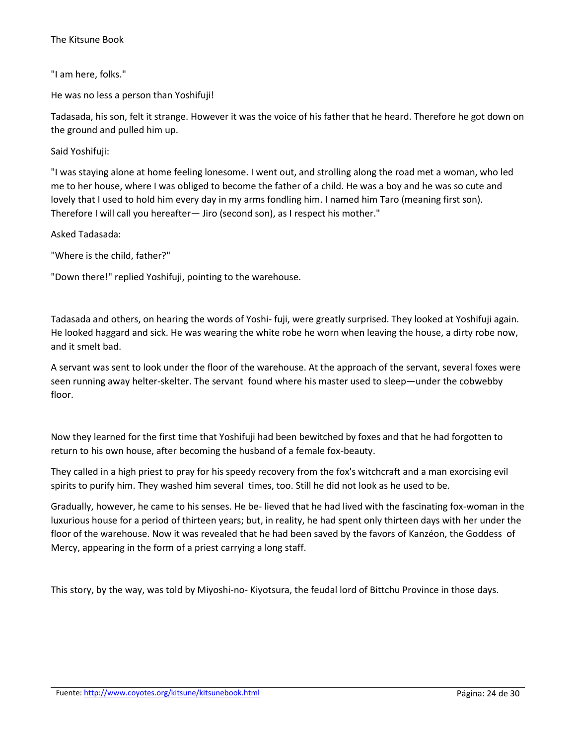"I am here, folks."

He was no less a person than Yoshifuji!

Tadasada, his son, felt it strange. However it was the voice of his father that he heard. Therefore he got down on the ground and pulled him up.

Said Yoshifuji:

"I was staying alone at home feeling lonesome. I went out, and strolling along the road met a woman, who led me to her house, where I was obliged to become the father of a child. He was a boy and he was so cute and lovely that I used to hold him every day in my arms fondling him. I named him Taro (meaning first son). Therefore I will call you hereafter— Jiro (second son), as I respect his mother."

Asked Tadasada:

"Where is the child, father?"

"Down there!" replied Yoshifuji, pointing to the warehouse.

Tadasada and others, on hearing the words of Yoshi- fuji, were greatly surprised. They looked at Yoshifuji again. He looked haggard and sick. He was wearing the white robe he worn when leaving the house, a dirty robe now, and it smelt bad.

A servant was sent to look under the floor of the warehouse. At the approach of the servant, several foxes were seen running away helter-skelter. The servant found where his master used to sleep—under the cobwebby floor.

Now they learned for the first time that Yoshifuji had been bewitched by foxes and that he had forgotten to return to his own house, after becoming the husband of a female fox-beauty.

They called in a high priest to pray for his speedy recovery from the fox's witchcraft and a man exorcising evil spirits to purify him. They washed him several times, too. Still he did not look as he used to be.

Gradually, however, he came to his senses. He be- lieved that he had lived with the fascinating fox-woman in the luxurious house for a period of thirteen years; but, in reality, he had spent only thirteen days with her under the floor of the warehouse. Now it was revealed that he had been saved by the favors of Kanzéon, the Goddess of Mercy, appearing in the form of a priest carrying a long staff.

This story, by the way, was told by Miyoshi-no- Kiyotsura, the feudal lord of Bittchu Province in those days.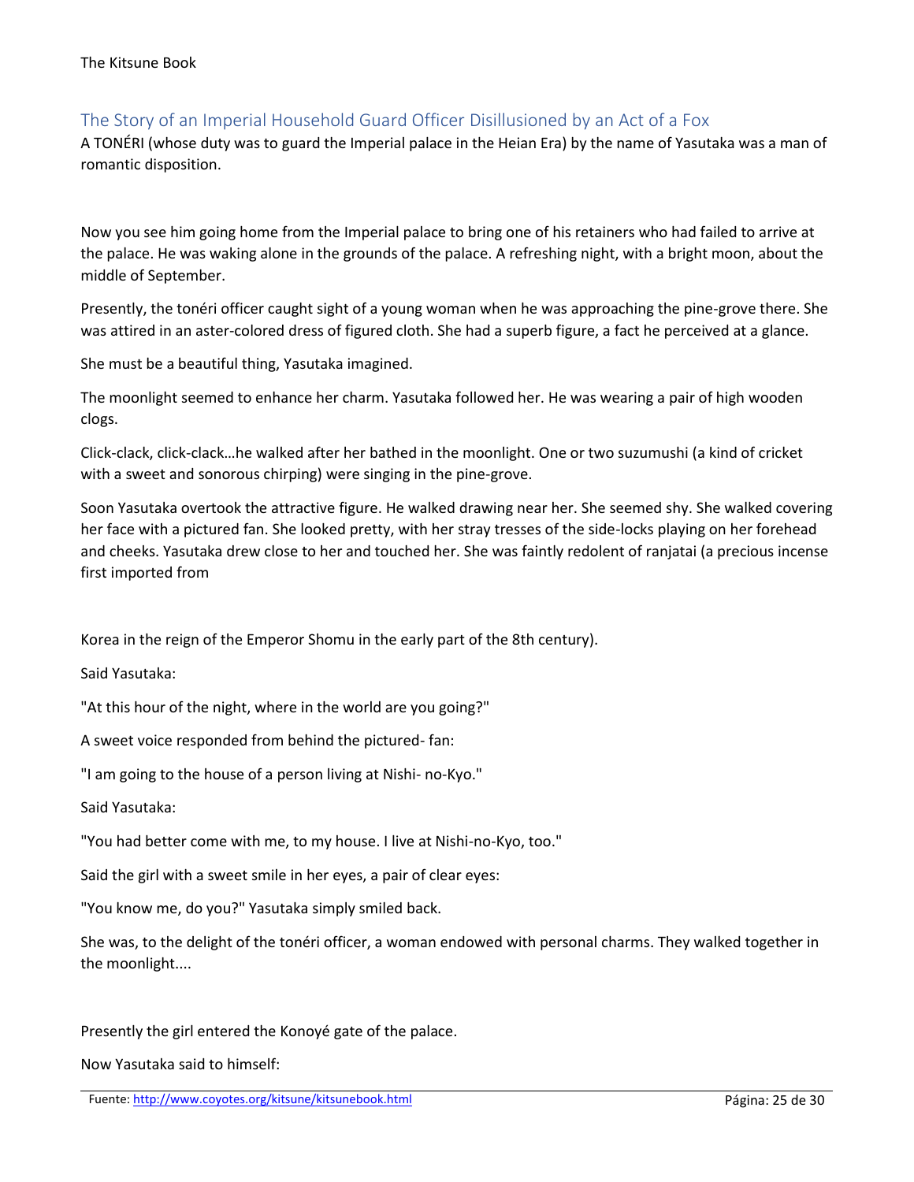## The Story of an Imperial Household Guard Officer Disillusioned by an Act of a Fox

A TONÉRI (whose duty was to guard the Imperial palace in the Heian Era) by the name of Yasutaka was a man of romantic disposition.

Now you see him going home from the Imperial palace to bring one of his retainers who had failed to arrive at the palace. He was waking alone in the grounds of the palace. A refreshing night, with a bright moon, about the middle of September.

Presently, the tonéri officer caught sight of a young woman when he was approaching the pine-grove there. She was attired in an aster-colored dress of figured cloth. She had a superb figure, a fact he perceived at a glance.

She must be a beautiful thing, Yasutaka imagined.

The moonlight seemed to enhance her charm. Yasutaka followed her. He was wearing a pair of high wooden clogs.

Click-clack, click-clack…he walked after her bathed in the moonlight. One or two suzumushi (a kind of cricket with a sweet and sonorous chirping) were singing in the pine-grove.

Soon Yasutaka overtook the attractive figure. He walked drawing near her. She seemed shy. She walked covering her face with a pictured fan. She looked pretty, with her stray tresses of the side-locks playing on her forehead and cheeks. Yasutaka drew close to her and touched her. She was faintly redolent of ranjatai (a precious incense first imported from Korea in the reign of the Emperor Shomu in the early part of the 8th century).

Said Yasutaka:

"At this hour of the night, where in the world are you going?"

A sweet voice responded from behind the pictured- fan:

"I am going to the house of a person living at Nishi- no-Kyo."

Said Yasutaka:

"You had better come with me, to my house. I live at Nishi-no-Kyo, too."

Said the girl with a sweet smile in her eyes, a pair of clear eyes:

"You know me, do you?" Yasutaka simply smiled back.

She was, to the delight of the tonéri officer, a woman endowed with personal charms. They walked together in the moonlight....

Presently the girl entered the Konoyé gate of the palace.

Now Yasutaka said to himself: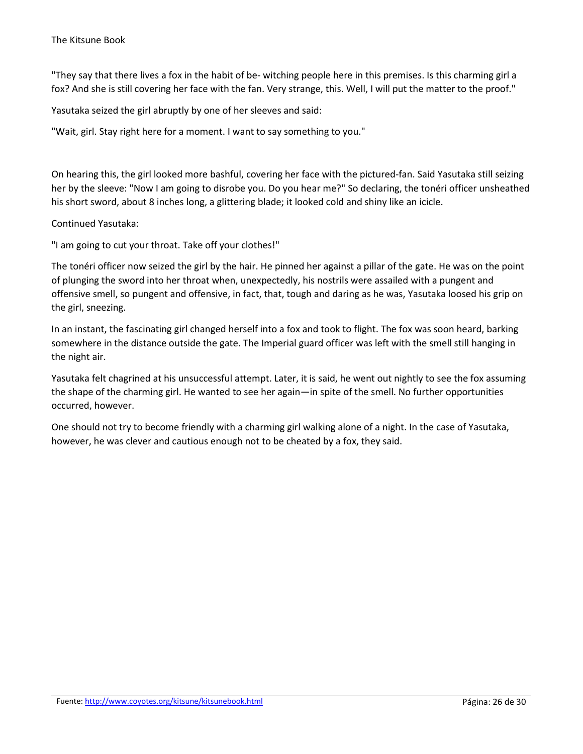"They say that there lives a fox in the habit of be- witching people here in this premises. Is this charming girl a fox? And she is still covering her face with the fan. Very strange, this. Well, I will put the matter to the proof."

Yasutaka seized the girl abruptly by one of her sleeves and said:

"Wait, girl. Stay right here for a moment. I want to say something to you."

On hearing this, the girl looked more bashful, covering her face with the pictured-fan. Said Yasutaka still seizing her by the sleeve: "Now I am going to disrobe you. Do you hear me?" So declaring, the tonéri officer unsheathed his short sword, about 8 inches long, a glittering blade; it looked cold and shiny like an icicle.

Continued Yasutaka:

"I am going to cut your throat. Take off your clothes!"

The tonéri officer now seized the girl by the hair. He pinned her against a pillar of the gate. He was on the point of plunging the sword into her throat when, unexpectedly, his nostrils were assailed with a pungent and offensive smell, so pungent and offensive, in fact, that, tough and daring as he was, Yasutaka loosed his grip on the girl, sneezing.

In an instant, the fascinating girl changed herself into a fox and took to flight. The fox was soon heard, barking somewhere in the distance outside the gate. The Imperial guard officer was left with the smell still hanging in the night air.

Yasutaka felt chagrined at his unsuccessful attempt. Later, it is said, he went out nightly to see the fox assuming the shape of the charming girl. He wanted to see her again—in spite of the smell. No further opportunities occurred, however.

One should not try to become friendly with a charming girl walking alone of a night. In the case of Yasutaka, however, he was clever and cautious enough not to be cheated by a fox, they said.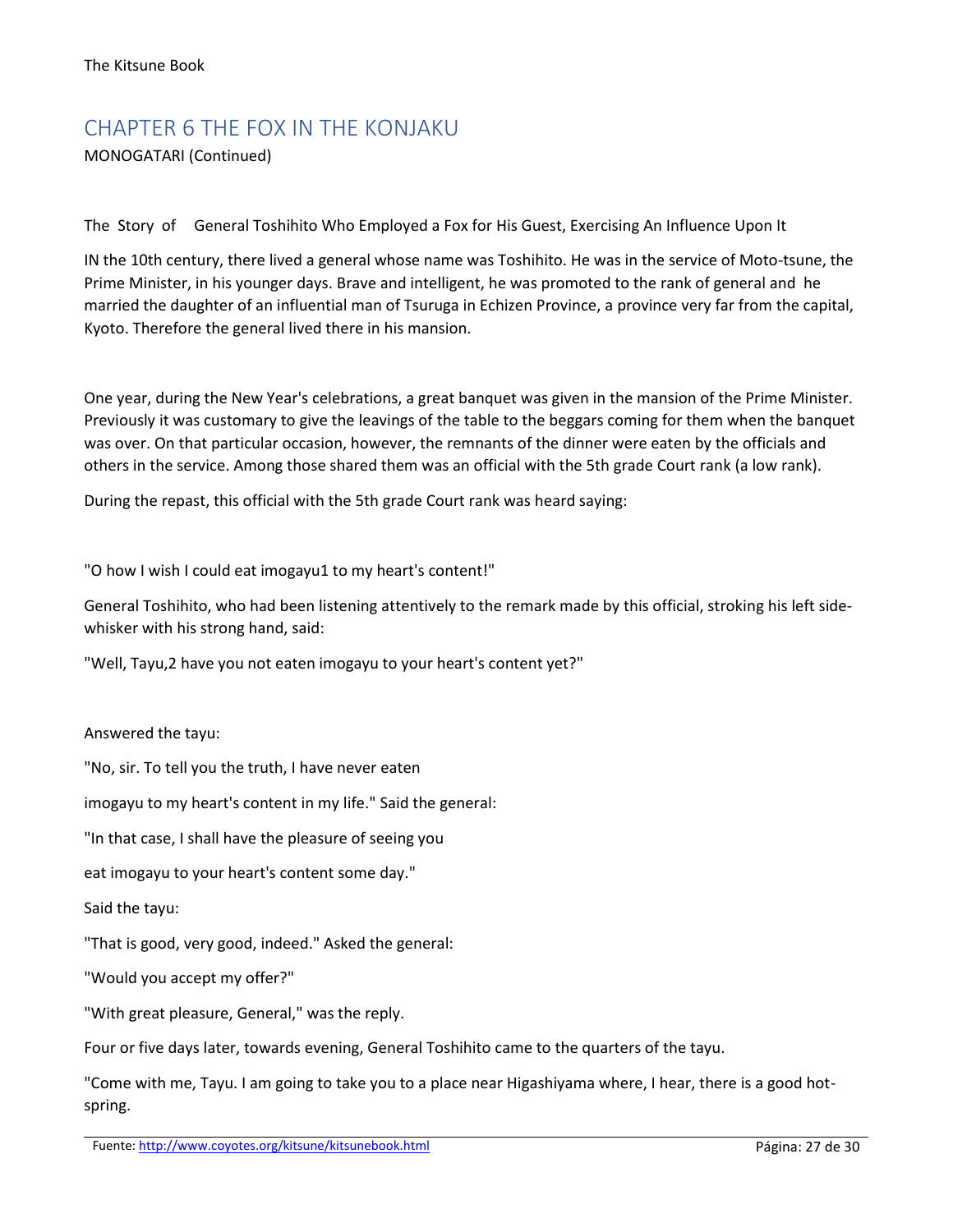## CHAPTER 6 THE FOX IN THE KONJAKU

MONOGATARI (Continued)

The Story of General Toshihito Who Employed a Fox for His Guest, Exercising An Influence Upon It

IN the 10th century, there lived a general whose name was Toshihito. He was in the service of Moto-tsune, the Prime Minister, in his younger days. Brave and intelligent, he was promoted to the rank of general and he married the daughter of an influential man of Tsuruga in Echizen Province, a province very far from the capital, Kyoto. Therefore the general lived there in his mansion.

One year, during the New Year's celebrations, a great banquet was given in the mansion of the Prime Minister. Previously it was customary to give the leavings of the table to the beggars coming for them when the banquet was over. On that particular occasion, however, the remnants of the dinner were eaten by the officials and others in the service. Among those shared them was an official with the 5th grade Court rank (a low rank).

During the repast, this official with the 5th grade Court rank was heard saying:

"O how I wish I could eat imogayu[1] to my heart's content!"

General Toshihito, who had been listening attentively to the remark made by this official, stroking his left side-whisker with his strong hand, said:

"Well, Tayu,[2] have you not eaten imogayu to your heart's content yet?"

Answered the tayu:

"No, sir. To tell you the truth, I have never eaten imogayu to my heart's content in my life." Said the general:

"In that case, I shall have the pleasure of seeing you eat imogayu to your heart's content some day."

Said the tayu:

"That is good, very good, indeed." Asked the general:

"Would you accept my offer?"

"With great pleasure, General," was the reply.

Four or five days later, towards evening, General Toshihito came to the quarters of the tayu.

"Come with me, Tayu. I am going to take you to a place near Higashiyama where, I hear, there is a good hot-spring.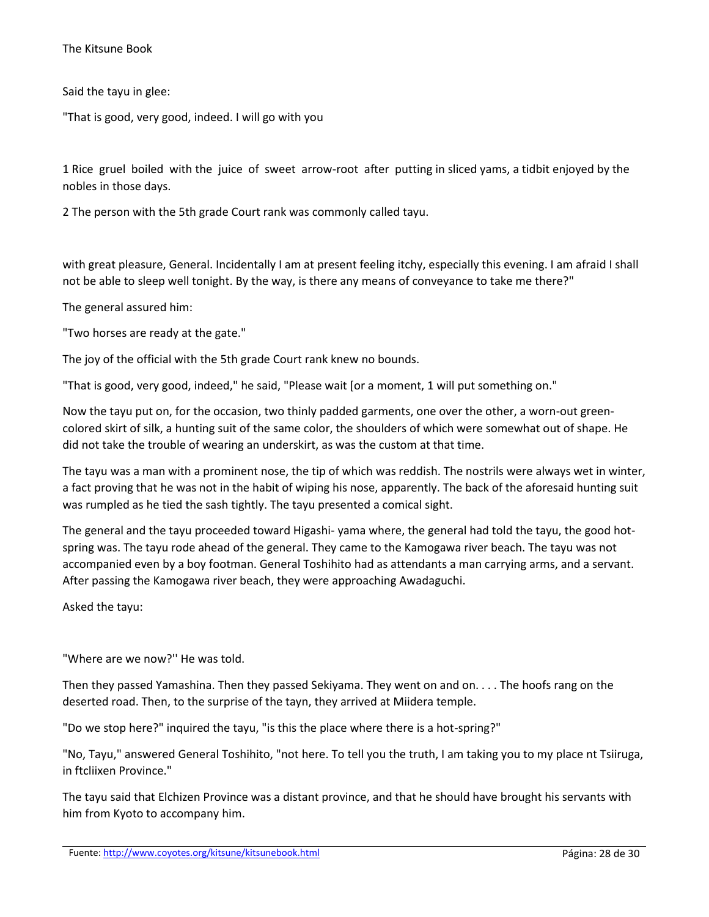Said the tayu in glee:

"That is good, very good, indeed. I will go with you

1 Rice gruel boiled with the juice of sweet arrow-root after putting in sliced yams, a tidbit enjoyed by the nobles in those days.

2 The person with the 5th grade Court rank was commonly called tayu.

with great pleasure, General. Incidentally I am at present feeling itchy, especially this evening. I am afraid I shall not be able to sleep well tonight. By the way, is there any means of conveyance to take me there?"

The general assured him:

"Two horses are ready at the gate."

The joy of the official with the 5th grade Court rank knew no bounds.

"That is good, very good, indeed," he said, "Please wait [or a moment, 1 will put something on."

Now the tayu put on, for the occasion, two thinly padded garments, one over the other, a worn-out green-colored skirt of silk, a hunting suit of the same color, the shoulders of which were somewhat out of shape. He did not take the trouble of wearing an underskirt, as was the custom at that time.

The tayu was a man with a prominent nose, the tip of which was reddish. The nostrils were always wet in winter, a fact proving that he was not in the habit of wiping his nose, apparently. The back of the aforesaid hunting suit was rumpled as he tied the sash tightly. The tayu presented a comical sight.

The general and the tayu proceeded toward Higashi- yama where, the general had told the tayu, the good hot-spring was. The tayu rode ahead of the general. They came to the Kamogawa river beach. The tayu was not accompanied even by a boy footman. General Toshihito had as attendants a man carrying arms, and a servant. After passing the Kamogawa river beach, they were approaching Awadaguchi.

Asked the tayu:

"Where are we now?'' He was told.

Then they passed Yamashina. Then they passed Sekiyama. They went on and on. . . . The hoofs rang on the deserted road. Then, to the surprise of the tayn, they arrived at Miidera temple.

"Do we stop here?" inquired the tayu, "is this the place where there is a hot-spring?"

"No, Tayu," answered General Toshihito, "not here. To tell you the truth, I am taking you to my place nt Tsiiruga, in ftcliixen Province."

The tayu said that Elchizen Province was a distant province, and that he should have brought his servants with him from Kyoto to accompany him.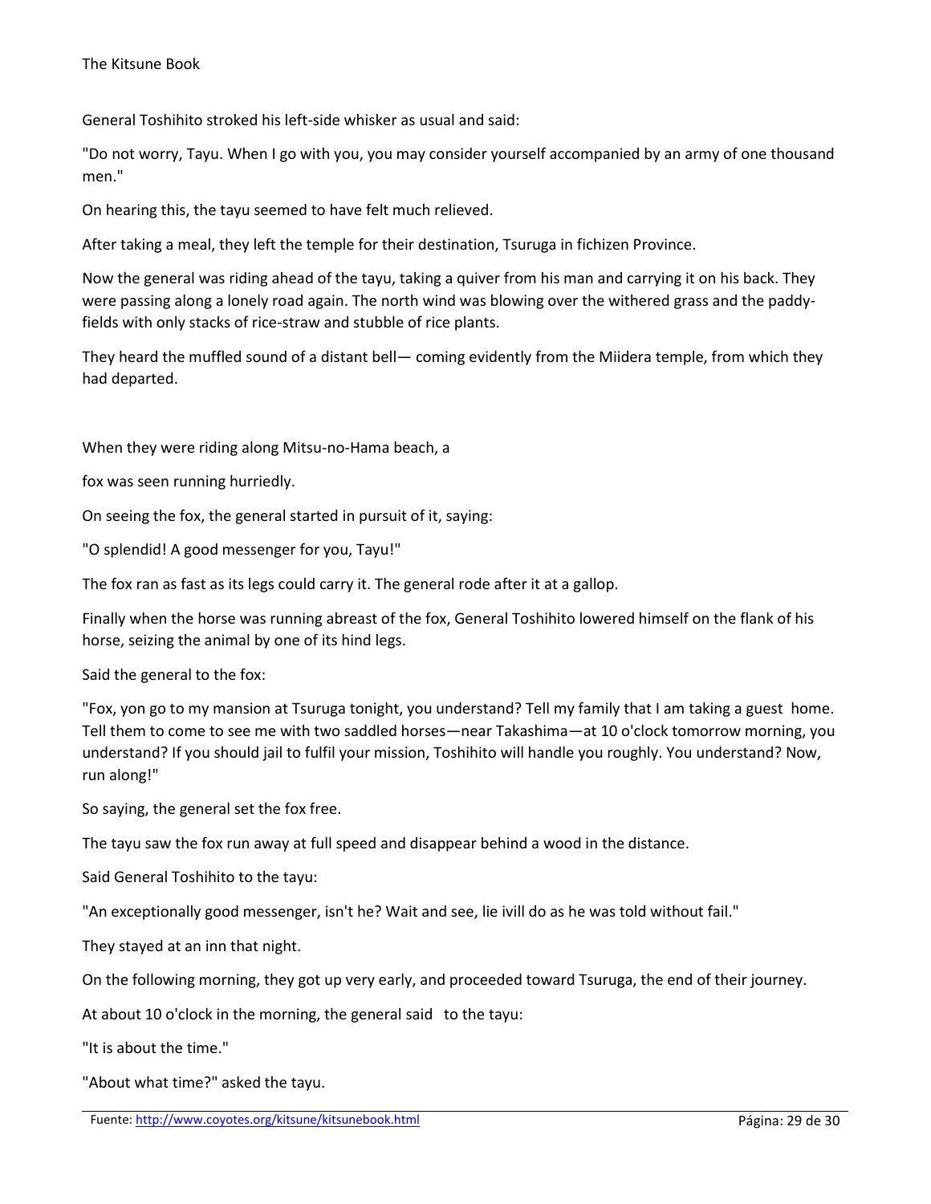General Toshihito stroked his left-side whisker as usual and said:

"Do not worry, Tayu. When I go with you, you may consider yourself accompanied by an army of one thousand men."

On hearing this, the tayu seemed to have felt much relieved.

After taking a meal, they left the temple for their destination, Tsuruga in fichizen Province.

Now the general was riding ahead of the tayu, taking a quiver from his man and carrying it on his back. They were passing along a lonely road again. The north wind was blowing over the withered grass and the paddy-fields with only stacks of rice-straw and stubble of rice plants.

They heard the muffled sound of a distant bell— coming evidently from the Miidera temple, from which they had departed.

When they were riding along Mitsu-no-Hama beach, a

fox was seen running hurriedly.

On seeing the fox, the general started in pursuit of it, saying:

"O splendid! A good messenger for you, Tayu!"

The fox ran as fast as its legs could carry it. The general rode after it at a gallop.

Finally when the horse was running abreast of the fox, General Toshihito lowered himself on the flank of his horse, seizing the animal by one of its hind legs.

Said the general to the fox:

"Fox, yon go to my mansion at Tsuruga tonight, you understand? Tell my family that I am taking a guest home. Tell them to come to see me with two saddled horses—near Takashima—at 10 o'clock tomorrow morning, you understand? If you should jail to fulfil your mission, Toshihito will handle you roughly. You understand? Now, run along!"

So saying, the general set the fox free.

The tayu saw the fox run away at full speed and disappear behind a wood in the distance.

Said General Toshihito to the tayu:

"An exceptionally good messenger, isn't he? Wait and see, lie ivill do as he was told without fail."

They stayed at an inn that night.

On the following morning, they got up very early, and proceeded toward Tsuruga, the end of their journey.

At about 10 o'clock in the morning, the general said to the tayu:

"It is about the time."

"About what time?" asked the tayu.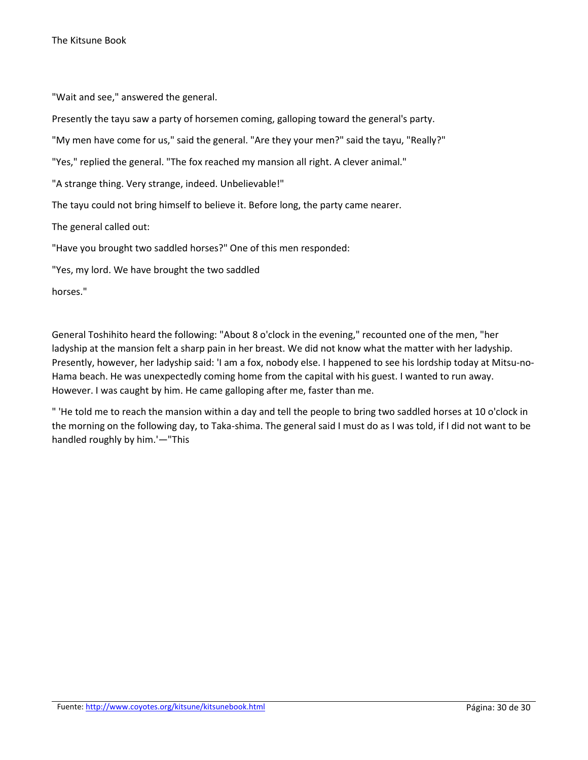"Wait and see," answered the general.

Presently the tayu saw a party of horsemen coming, galloping toward the general's party.

"My men have come for us," said the general. "Are they your men?" said the tayu, "Really?"

"Yes," replied the general. "The fox reached my mansion all right. A clever animal."

"A strange thing. Very strange, indeed. Unbelievable!"

The tayu could not bring himself to believe it. Before long, the party came nearer.

The general called out:

"Have you brought two saddled horses?" One of this men responded:

"Yes, my lord. We have brought the two saddled

horses."

General Toshihito heard the following: "About 8 o'clock in the evening," recounted one of the men, "her ladyship at the mansion felt a sharp pain in her breast. We did not know what the matter with her ladyship. Presently, however, her ladyship said: 'I am a fox, nobody else. I happened to see his lordship today at Mitsu-no-Hama beach. He was unexpectedly coming home from the capital with his guest. I wanted to run away. However. I was caught by him. He came galloping after me, faster than me.

" 'He told me to reach the mansion within a day and tell the people to bring two saddled horses at 10 o'clock in the morning on the following day, to Taka-shima. The general said I must do as I was told, if I did not want to be handled roughly by him.'—"This